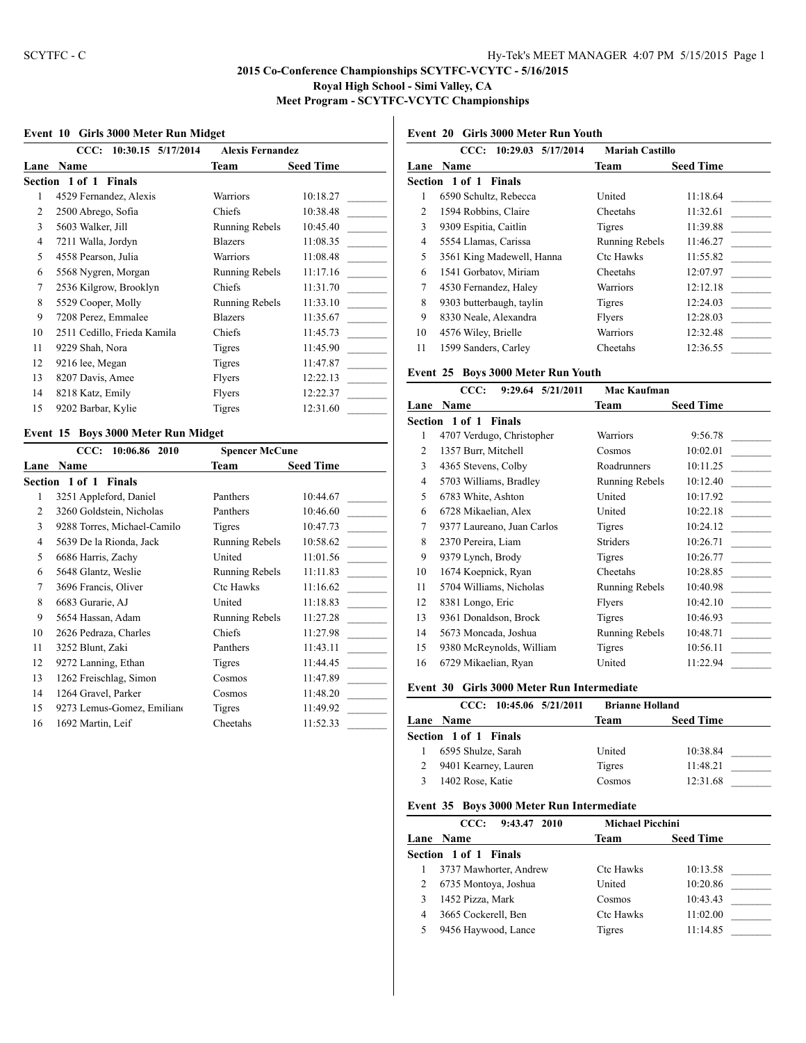# 2015 Co-Conference Championships SCYTFC-VCYTC - 5/16/2015

## Royal High School - Simi Valley, CA

## Meet Program - SCYTFC-VCYTC Championships

### Event 10 Girls 3000 Meter Run Midget

CCC: 10:30.15 5/17/2014 Alexis Fernandez

**Section 1 of 1 Finals**

| Lane | Name | Team | Seed Time |
|---|---|---|---|
| 1 | 4529 Fernandez, Alexis | Warriors | 10:18.27 |
| 2 | 2500 Abrego, Sofia | Chiefs | 10:38.48 |
| 3 | 5603 Walker, Jill | Running Rebels | 10:45.40 |
| 4 | 7211 Walla, Jordyn | Blazers | 11:08.35 |
| 5 | 4558 Pearson, Julia | Warriors | 11:08.48 |
| 6 | 5568 Nygren, Morgan | Running Rebels | 11:17.16 |
| 7 | 2536 Kilgrow, Brooklyn | Chiefs | 11:31.70 |
| 8 | 5529 Cooper, Molly | Running Rebels | 11:33.10 |
| 9 | 7208 Perez, Emmalee | Blazers | 11:35.67 |
| 10 | 2511 Cedillo, Frieda Kamila | Chiefs | 11:45.73 |
| 11 | 9229 Shah, Nora | Tigres | 11:45.90 |
| 12 | 9216 lee, Megan | Tigres | 11:47.87 |
| 13 | 8207 Davis, Amee | Flyers | 12:22.13 |
| 14 | 8218 Katz, Emily | Flyers | 12:22.37 |
| 15 | 9202 Barbar, Kylie | Tigres | 12:31.60 |

### Event 15 Boys 3000 Meter Run Midget

CCC: 10:06.86 2010 Spencer McCune

**Section 1 of 1 Finals**

| Lane | Name | Team | Seed Time |
|---|---|---|---|
| 1 | 3251 Appleford, Daniel | Panthers | 10:44.67 |
| 2 | 3260 Goldstein, Nicholas | Panthers | 10:46.60 |
| 3 | 9288 Torres, Michael-Camilo | Tigres | 10:47.73 |
| 4 | 5639 De la Rionda, Jack | Running Rebels | 10:58.62 |
| 5 | 6686 Harris, Zachy | United | 11:01.56 |
| 6 | 5648 Glantz, Weslie | Running Rebels | 11:11.83 |
| 7 | 3696 Francis, Oliver | Ctc Hawks | 11:16.62 |
| 8 | 6683 Gurarie, AJ | United | 11:18.83 |
| 9 | 5654 Hassan, Adam | Running Rebels | 11:27.28 |
| 10 | 2626 Pedraza, Charles | Chiefs | 11:27.98 |
| 11 | 3252 Blunt, Zaki | Panthers | 11:43.11 |
| 12 | 9272 Lanning, Ethan | Tigres | 11:44.45 |
| 13 | 1262 Freischlag, Simon | Cosmos | 11:47.89 |
| 14 | 1264 Gravel, Parker | Cosmos | 11:48.20 |
| 15 | 9273 Lemus-Gomez, Emiliano | Tigres | 11:49.92 |
| 16 | 1692 Martin, Leif | Cheetahs | 11:52.33 |

### Event 20 Girls 3000 Meter Run Youth

CCC: 10:29.03 5/17/2014 Mariah Castillo

**Section 1 of 1 Finals**

| Lane | Name | Team | Seed Time |
|---|---|---|---|
| 1 | 6590 Schultz, Rebecca | United | 11:18.64 |
| 2 | 1594 Robbins, Claire | Cheetahs | 11:32.61 |
| 3 | 9309 Espitia, Caitlin | Tigres | 11:39.88 |
| 4 | 5554 Llamas, Carissa | Running Rebels | 11:46.27 |
| 5 | 3561 King Madewell, Hanna | Ctc Hawks | 11:55.82 |
| 6 | 1541 Gorbatov, Miriam | Cheetahs | 12:07.97 |
| 7 | 4530 Fernandez, Haley | Warriors | 12:12.18 |
| 8 | 9303 butterbaugh, taylin | Tigres | 12:24.03 |
| 9 | 8330 Neale, Alexandra | Flyers | 12:28.03 |
| 10 | 4576 Wiley, Brielle | Warriors | 12:32.48 |
| 11 | 1599 Sanders, Carley | Cheetahs | 12:36.55 |

### Event 25 Boys 3000 Meter Run Youth

CCC: 9:29.64 5/21/2011 Mac Kaufman

**Section 1 of 1 Finals**

| Lane | Name | Team | Seed Time |
|---|---|---|---|
| 1 | 4707 Verdugo, Christopher | Warriors | 9:56.78 |
| 2 | 1357 Burr, Mitchell | Cosmos | 10:02.01 |
| 3 | 4365 Stevens, Colby | Roadrunners | 10:11.25 |
| 4 | 5703 Williams, Bradley | Running Rebels | 10:12.40 |
| 5 | 6783 White, Ashton | United | 10:17.92 |
| 6 | 6728 Mikaelian, Alex | United | 10:22.18 |
| 7 | 9377 Laureano, Juan Carlos | Tigres | 10:24.12 |
| 8 | 2370 Pereira, Liam | Striders | 10:26.71 |
| 9 | 9379 Lynch, Brody | Tigres | 10:26.77 |
| 10 | 1674 Koepnick, Ryan | Cheetahs | 10:28.85 |
| 11 | 5704 Williams, Nicholas | Running Rebels | 10:40.98 |
| 12 | 8381 Longo, Eric | Flyers | 10:42.10 |
| 13 | 9361 Donaldson, Brock | Tigres | 10:46.93 |
| 14 | 5673 Moncada, Joshua | Running Rebels | 10:48.71 |
| 15 | 9380 McReynolds, William | Tigres | 10:56.11 |
| 16 | 6729 Mikaelian, Ryan | United | 11:22.94 |

### Event 30 Girls 3000 Meter Run Intermediate

CCC: 10:45.06 5/21/2011 Brianne Holland

**Section 1 of 1 Finals**

| Lane | Name | Team | Seed Time |
|---|---|---|---|
| 1 | 6595 Shulze, Sarah | United | 10:38.84 |
| 2 | 9401 Kearney, Lauren | Tigres | 11:48.21 |
| 3 | 1402 Rose, Katie | Cosmos | 12:31.68 |

### Event 35 Boys 3000 Meter Run Intermediate

CCC: 9:43.47 2010 Michael Picchini

**Section 1 of 1 Finals**

| Lane | Name | Team | Seed Time |
|---|---|---|---|
| 1 | 3737 Mawhorter, Andrew | Ctc Hawks | 10:13.58 |
| 2 | 6735 Montoya, Joshua | United | 10:20.86 |
| 3 | 1452 Pizza, Mark | Cosmos | 10:43.43 |
| 4 | 3665 Cockerell, Ben | Ctc Hawks | 11:02.00 |
| 5 | 9456 Haywood, Lance | Tigres | 11:14.85 |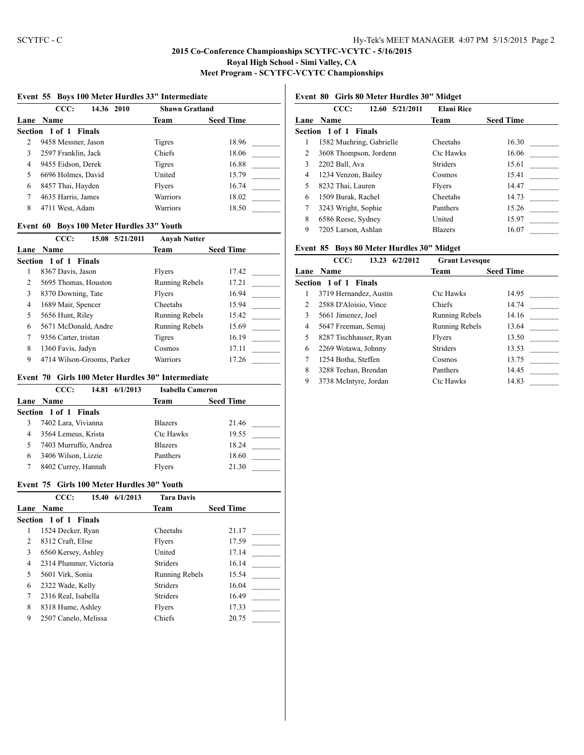## 2015 Co-Conference Championships SCYTFC-VCYTC - 5/16/2015
### Royal High School - Simi Valley, CA
### Meet Program - SCYTFC-VCYTC Championships

**Event 55 Boys 100 Meter Hurdles 33" Intermediate**

CCC: 14.36 2010 Shawn Gratland

| Lane | Name | Team | Seed Time |
|---|---|---|---|
| **Section 1 of 1 Finals** | | | |
| 2 | 9458 Messner, Jason | Tigres | 18.96 |
| 3 | 2597 Franklin, Jack | Chiefs | 18.06 |
| 4 | 9455 Eidson, Derek | Tigres | 16.88 |
| 5 | 6696 Holmes, David | United | 15.79 |
| 6 | 8457 Thai, Hayden | Flyers | 16.74 |
| 7 | 4635 Harris, James | Warriors | 18.02 |
| 8 | 4711 West, Adam | Warriors | 18.50 |

**Event 60 Boys 100 Meter Hurdles 33" Youth**

CCC: 15.08 5/21/2011 Anyah Nutter

| Lane | Name | Team | Seed Time |
|---|---|---|---|
| **Section 1 of 1 Finals** | | | |
| 1 | 8367 Davis, Jason | Flyers | 17.42 |
| 2 | 5695 Thomas, Houston | Running Rebels | 17.21 |
| 3 | 8370 Downing, Tate | Flyers | 16.94 |
| 4 | 1689 Mair, Spencer | Cheetahs | 15.94 |
| 5 | 5656 Hunt, Riley | Running Rebels | 15.42 |
| 6 | 5671 McDonald, Andre | Running Rebels | 15.69 |
| 7 | 9356 Carter, tristan | Tigres | 16.19 |
| 8 | 1360 Favis, Jadyn | Cosmos | 17.11 |
| 9 | 4714 Wilson-Grooms, Parker | Warriors | 17.26 |

**Event 70 Girls 100 Meter Hurdles 30" Intermediate**

CCC: 14.81 6/1/2013 Isabella Cameron

| Lane | Name | Team | Seed Time |
|---|---|---|---|
| **Section 1 of 1 Finals** | | | |
| 3 | 7402 Lara, Vivianna | Blazers | 21.46 |
| 4 | 3564 Lemeus, Krista | Ctc Hawks | 19.55 |
| 5 | 7403 Murruffo, Andrea | Blazers | 18.24 |
| 6 | 3406 Wilson, Lizzie | Panthers | 18.60 |
| 7 | 8402 Currey, Hannah | Flyers | 21.30 |

**Event 75 Girls 100 Meter Hurdles 30" Youth**

CCC: 15.40 6/1/2013 Tara Davis

| Lane | Name | Team | Seed Time |
|---|---|---|---|
| **Section 1 of 1 Finals** | | | |
| 1 | 1524 Decker, Ryan | Cheetahs | 21.17 |
| 2 | 8312 Craft, Elise | Flyers | 17.59 |
| 3 | 6560 Kersey, Ashley | United | 17.14 |
| 4 | 2314 Plummer, Victoria | Striders | 16.14 |
| 5 | 5601 Virk, Sonia | Running Rebels | 15.54 |
| 6 | 2322 Wade, Kelly | Striders | 16.04 |
| 7 | 2316 Real, Isabella | Striders | 16.49 |
| 8 | 8318 Hume, Ashley | Flyers | 17.33 |
| 9 | 2507 Canelo, Melissa | Chiefs | 20.75 |

**Event 80 Girls 80 Meter Hurdles 30" Midget**

CCC: 12.60 5/21/2011 Elani Rice

| Lane | Name | Team | Seed Time |
|---|---|---|---|
| **Section 1 of 1 Finals** | | | |
| 1 | 1582 Muehring, Gabrielle | Cheetahs | 16.30 |
| 2 | 3608 Thompson, Jordenn | Ctc Hawks | 16.06 |
| 3 | 2202 Ball, Ava | Striders | 15.61 |
| 4 | 1234 Venzon, Bailey | Cosmos | 15.41 |
| 5 | 8232 Thai, Lauren | Flyers | 14.47 |
| 6 | 1509 Burak, Rachel | Cheetahs | 14.73 |
| 7 | 3243 Wright, Sophie | Panthers | 15.26 |
| 8 | 6586 Reese, Sydney | United | 15.97 |
| 9 | 7205 Larson, Ashlan | Blazers | 16.07 |

**Event 85 Boys 80 Meter Hurdles 30" Midget**

CCC: 13.23 6/2/2012 Grant Levesque

| Lane | Name | Team | Seed Time |
|---|---|---|---|
| **Section 1 of 1 Finals** | | | |
| 1 | 3719 Hernandez, Austin | Ctc Hawks | 14.95 |
| 2 | 2588 D'Aloisio, Vince | Chiefs | 14.74 |
| 3 | 5661 Jimenez, Joel | Running Rebels | 14.16 |
| 4 | 5647 Freeman, Semaj | Running Rebels | 13.64 |
| 5 | 8287 Tischhauser, Ryan | Flyers | 13.50 |
| 6 | 2269 Wotawa, Johnny | Striders | 13.53 |
| 7 | 1254 Botha, Steffen | Cosmos | 13.75 |
| 8 | 3288 Teehan, Brendan | Panthers | 14.45 |
| 9 | 3738 McIntyre, Jordan | Ctc Hawks | 14.83 |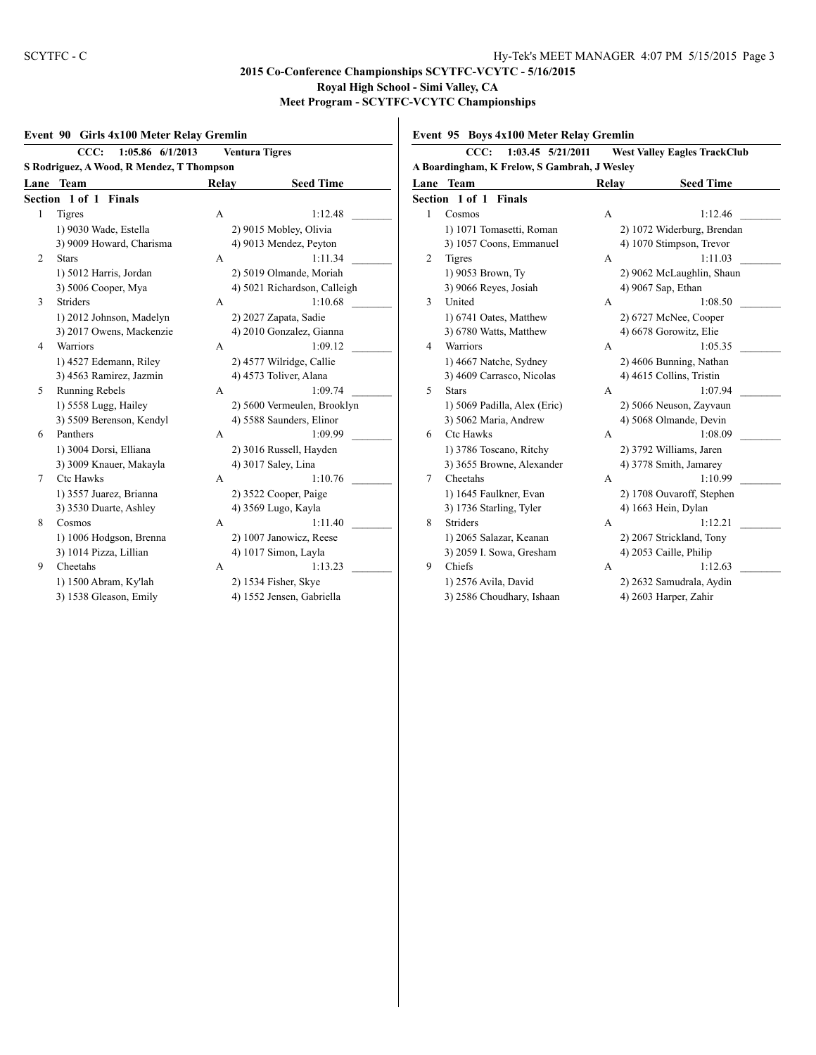# 2015 Co-Conference Championships SCYTFC-VCYTC - 5/16/2015

**Royal High School - Simi Valley, CA**

**Meet Program - SCYTFC-VCYTC Championships**

## Event 90 Girls 4x100 Meter Relay Gremlin

**CCC: 1:05.86 6/1/2013 Ventura Tigres**
**S Rodriguez, A Wood, R Mendez, T Thompson**

**Section 1 of 1 Finals**

| Lane | Team | Relay | Seed Time |
|---|---|---|---|
| 1 | Tigres | A | 1:12.48 |
| | 1) 9030 Wade, Estella | 2) 9015 Mobley, Olivia | |
| | 3) 9009 Howard, Charisma | 4) 9013 Mendez, Peyton | |
| 2 | Stars | A | 1:11.34 |
| | 1) 5012 Harris, Jordan | 2) 5019 Olmande, Moriah | |
| | 3) 5006 Cooper, Mya | 4) 5021 Richardson, Calleigh | |
| 3 | Striders | A | 1:10.68 |
| | 1) 2012 Johnson, Madelyn | 2) 2027 Zapata, Sadie | |
| | 3) 2017 Owens, Mackenzie | 4) 2010 Gonzalez, Gianna | |
| 4 | Warriors | A | 1:09.12 |
| | 1) 4527 Edemann, Riley | 2) 4577 Wilridge, Callie | |
| | 3) 4563 Ramirez, Jazmin | 4) 4573 Toliver, Alana | |
| 5 | Running Rebels | A | 1:09.74 |
| | 1) 5558 Lugg, Hailey | 2) 5600 Vermeulen, Brooklyn | |
| | 3) 5509 Berenson, Kendyl | 4) 5588 Saunders, Elinor | |
| 6 | Panthers | A | 1:09.99 |
| | 1) 3004 Dorsi, Elliana | 2) 3016 Russell, Hayden | |
| | 3) 3009 Knauer, Makayla | 4) 3017 Saley, Lina | |
| 7 | Ctc Hawks | A | 1:10.76 |
| | 1) 3557 Juarez, Brianna | 2) 3522 Cooper, Paige | |
| | 3) 3530 Duarte, Ashley | 4) 3569 Lugo, Kayla | |
| 8 | Cosmos | A | 1:11.40 |
| | 1) 1006 Hodgson, Brenna | 2) 1007 Janowicz, Reese | |
| | 3) 1014 Pizza, Lillian | 4) 1017 Simon, Layla | |
| 9 | Cheetahs | A | 1:13.23 |
| | 1) 1500 Abram, Ky'lah | 2) 1534 Fisher, Skye | |
| | 3) 1538 Gleason, Emily | 4) 1552 Jensen, Gabriella | |

## Event 95 Boys 4x100 Meter Relay Gremlin

**CCC: 1:03.45 5/21/2011 West Valley Eagles TrackClub**
**A Boardingham, K Frelow, S Gambrah, J Wesley**

**Section 1 of 1 Finals**

| Lane | Team | Relay | Seed Time |
|---|---|---|---|
| 1 | Cosmos | A | 1:12.46 |
| | 1) 1071 Tomasetti, Roman | 2) 1072 Widerburg, Brendan | |
| | 3) 1057 Coons, Emmanuel | 4) 1070 Stimpson, Trevor | |
| 2 | Tigres | A | 1:11.03 |
| | 1) 9053 Brown, Ty | 2) 9062 McLaughlin, Shaun | |
| | 3) 9066 Reyes, Josiah | 4) 9067 Sap, Ethan | |
| 3 | United | A | 1:08.50 |
| | 1) 6741 Oates, Matthew | 2) 6727 McNee, Cooper | |
| | 3) 6780 Watts, Matthew | 4) 6678 Gorowitz, Elie | |
| 4 | Warriors | A | 1:05.35 |
| | 1) 4667 Natche, Sydney | 2) 4606 Bunning, Nathan | |
| | 3) 4609 Carrasco, Nicolas | 4) 4615 Collins, Tristin | |
| 5 | Stars | A | 1:07.94 |
| | 1) 5069 Padilla, Alex (Eric) | 2) 5066 Neuson, Zayvaun | |
| | 3) 5062 Maria, Andrew | 4) 5068 Olmande, Devin | |
| 6 | Ctc Hawks | A | 1:08.09 |
| | 1) 3786 Toscano, Ritchy | 2) 3792 Williams, Jaren | |
| | 3) 3655 Browne, Alexander | 4) 3778 Smith, Jamarey | |
| 7 | Cheetahs | A | 1:10.99 |
| | 1) 1645 Faulkner, Evan | 2) 1708 Ouvaroff, Stephen | |
| | 3) 1736 Starling, Tyler | 4) 1663 Hein, Dylan | |
| 8 | Striders | A | 1:12.21 |
| | 1) 2065 Salazar, Keanan | 2) 2067 Strickland, Tony | |
| | 3) 2059 I. Sowa, Gresham | 4) 2053 Caille, Philip | |
| 9 | Chiefs | A | 1:12.63 |
| | 1) 2576 Avila, David | 2) 2632 Samudrala, Aydin | |
| | 3) 2586 Choudhary, Ishaan | 4) 2603 Harper, Zahir | |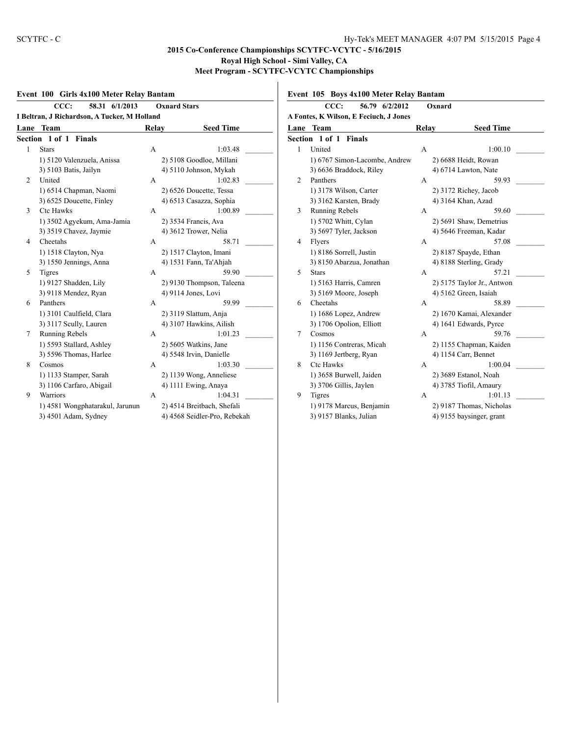# 2015 Co-Conference Championships SCYTFC-VCYTC - 5/16/2015
## Royal High School - Simi Valley, CA
### Meet Program - SCYTFC-VCYTC Championships

## Event 100 Girls 4x100 Meter Relay Bantam

**CCC: 58.31 6/1/2013 Oxnard Stars**
**I Beltran, J Richardson, A Tucker, M Holland**

**Section 1 of 1 Finals**

| Lane | Team | Relay | Seed Time |
|---|---|---|---|
| 1 | Stars | A | 1:03.48 |
| | 1) 5120 Valenzuela, Anissa<br>3) 5103 Batis, Jailyn | 2) 5108 Goodloe, Millani<br>4) 5110 Johnson, Mykah | |
| 2 | United | A | 1:02.83 |
| | 1) 6514 Chapman, Naomi<br>3) 6525 Doucette, Finley | 2) 6526 Doucette, Tessa<br>4) 6513 Casazza, Sophia | |
| 3 | Ctc Hawks | A | 1:00.89 |
| | 1) 3502 Agyekum, Ama-Jamia<br>3) 3519 Chavez, Jaymie | 2) 3534 Francis, Ava<br>4) 3612 Trower, Nelia | |
| 4 | Cheetahs | A | 58.71 |
| | 1) 1518 Clayton, Nya<br>3) 1550 Jennings, Anna | 2) 1517 Clayton, Imani<br>4) 1531 Fann, Ta'Ahjah | |
| 5 | Tigres | A | 59.90 |
| | 1) 9127 Shadden, Lily<br>3) 9118 Mendez, Ryan | 2) 9130 Thompson, Taleena<br>4) 9114 Jones, Lovi | |
| 6 | Panthers | A | 59.99 |
| | 1) 3101 Caulfield, Clara<br>3) 3117 Scully, Lauren | 2) 3119 Slattum, Anja<br>4) 3107 Hawkins, Ailish | |
| 7 | Running Rebels | A | 1:01.23 |
| | 1) 5593 Stallard, Ashley<br>3) 5596 Thomas, Harlee | 2) 5605 Watkins, Jane<br>4) 5548 Irvin, Danielle | |
| 8 | Cosmos | A | 1:03.30 |
| | 1) 1133 Stamper, Sarah<br>3) 1106 Carfaro, Abigail | 2) 1139 Wong, Anneliese<br>4) 1111 Ewing, Anaya | |
| 9 | Warriors | A | 1:04.31 |
| | 1) 4581 Wongphatarakul, Jarunun<br>3) 4501 Adam, Sydney | 2) 4514 Breitbach, Shefali<br>4) 4568 Seidler-Pro, Rebekah | |

## Event 105 Boys 4x100 Meter Relay Bantam

**CCC: 56.79 6/2/2012 Oxnard**
**A Fontes, K Wilson, E Feciuch, J Jones**

**Section 1 of 1 Finals**

| Lane | Team | Relay | Seed Time |
|---|---|---|---|
| 1 | United | A | 1:00.10 |
| | 1) 6767 Simon-Lacombe, Andrew<br>3) 6636 Braddock, Riley | 2) 6688 Heidt, Rowan<br>4) 6714 Lawton, Nate | |
| 2 | Panthers | A | 59.93 |
| | 1) 3178 Wilson, Carter<br>3) 3162 Karsten, Brady | 2) 3172 Richey, Jacob<br>4) 3164 Khan, Azad | |
| 3 | Running Rebels | A | 59.60 |
| | 1) 5702 Whitt, Cylan<br>3) 5697 Tyler, Jackson | 2) 5691 Shaw, Demetrius<br>4) 5646 Freeman, Kadar | |
| 4 | Flyers | A | 57.08 |
| | 1) 8186 Sorrell, Justin<br>3) 8150 Abarzua, Jonathan | 2) 8187 Spayde, Ethan<br>4) 8188 Sterling, Grady | |
| 5 | Stars | A | 57.21 |
| | 1) 5163 Harris, Camren<br>3) 5169 Moore, Joseph | 2) 5175 Taylor Jr., Antwon<br>4) 5162 Green, Isaiah | |
| 6 | Cheetahs | A | 58.89 |
| | 1) 1686 Lopez, Andrew<br>3) 1706 Opolion, Elliott | 2) 1670 Kamai, Alexander<br>4) 1641 Edwards, Pyrce | |
| 7 | Cosmos | A | 59.76 |
| | 1) 1156 Contreras, Micah<br>3) 1169 Jertberg, Ryan | 2) 1155 Chapman, Kaiden<br>4) 1154 Carr, Bennet | |
| 8 | Ctc Hawks | A | 1:00.04 |
| | 1) 3658 Burwell, Jaiden<br>3) 3706 Gillis, Jaylen | 2) 3689 Estanol, Noah<br>4) 3785 Tiofil, Amaury | |
| 9 | Tigres | A | 1:01.13 |
| | 1) 9178 Marcus, Benjamin<br>3) 9157 Blanks, Julian | 2) 9187 Thomas, Nicholas<br>4) 9155 baysinger, grant | |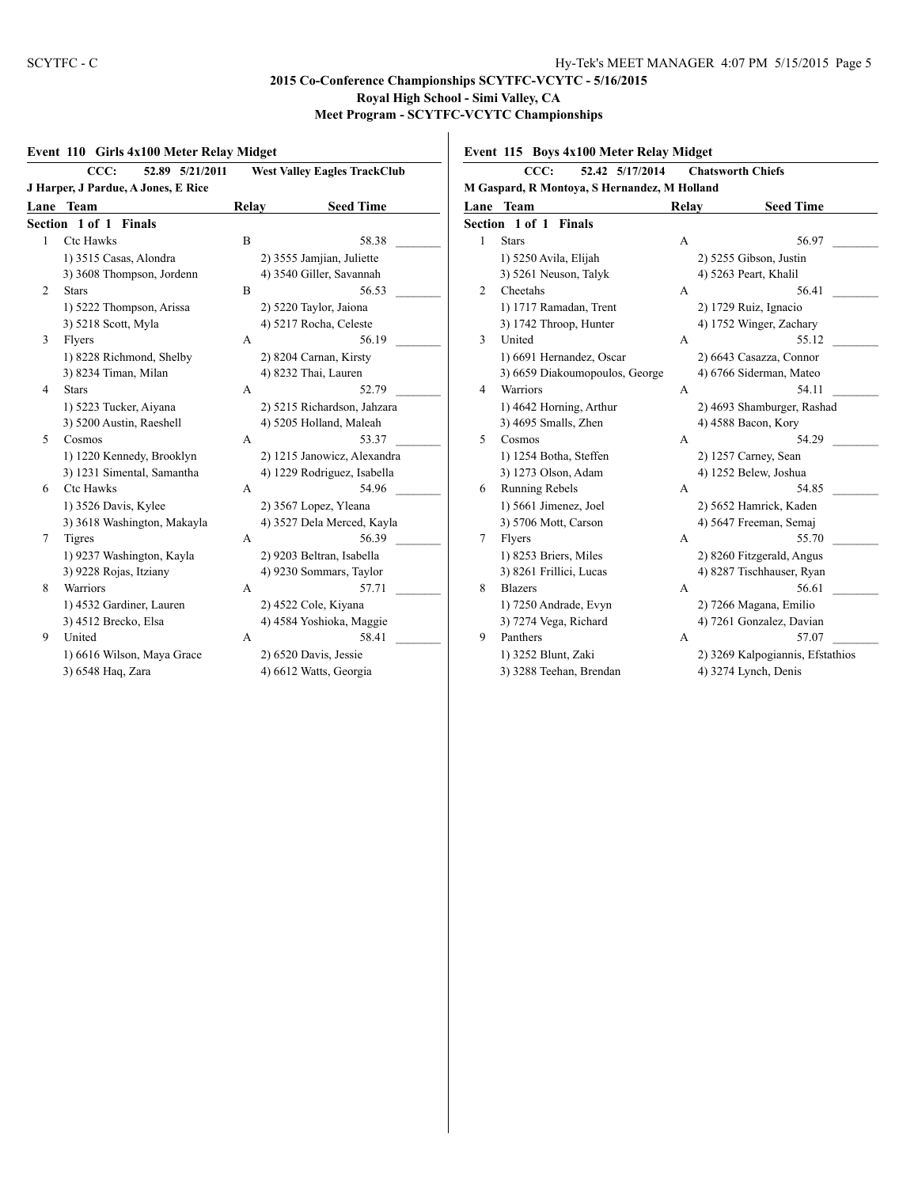## 2015 Co-Conference Championships SCYTFC-VCYTC - 5/16/2015

### Royal High School - Simi Valley, CA

### Meet Program - SCYTFC-VCYTC Championships

#### Event 110 Girls 4x100 Meter Relay Midget

**CCC: 52.89 5/21/2011 West Valley Eagles TrackClub**
**J Harper, J Pardue, A Jones, E Rice**

**Section 1 of 1 Finals**

| Lane | Team | Relay | Seed Time |
|---|---|---|---|
| 1 | Ctc Hawks | B | 58.38 |
| | 1) 3515 Casas, Alondra; 2) 3555 Jamjian, Juliette; 3) 3608 Thompson, Jordenn; 4) 3540 Giller, Savannah | | |
| 2 | Stars | B | 56.53 |
| | 1) 5222 Thompson, Arissa; 2) 5220 Taylor, Jaiona; 3) 5218 Scott, Myla; 4) 5217 Rocha, Celeste | | |
| 3 | Flyers | A | 56.19 |
| | 1) 8228 Richmond, Shelby; 2) 8204 Carnan, Kirsty; 3) 8234 Timan, Milan; 4) 8232 Thai, Lauren | | |
| 4 | Stars | A | 52.79 |
| | 1) 5223 Tucker, Aiyana; 2) 5215 Richardson, Jahzara; 3) 5200 Austin, Raeshell; 4) 5205 Holland, Maleah | | |
| 5 | Cosmos | A | 53.37 |
| | 1) 1220 Kennedy, Brooklyn; 2) 1215 Janowicz, Alexandra; 3) 1231 Simental, Samantha; 4) 1229 Rodriguez, Isabella | | |
| 6 | Ctc Hawks | A | 54.96 |
| | 1) 3526 Davis, Kylee; 2) 3567 Lopez, Yleana; 3) 3618 Washington, Makayla; 4) 3527 Dela Merced, Kayla | | |
| 7 | Tigres | A | 56.39 |
| | 1) 9237 Washington, Kayla; 2) 9203 Beltran, Isabella; 3) 9228 Rojas, Itziany; 4) 9230 Sommars, Taylor | | |
| 8 | Warriors | A | 57.71 |
| | 1) 4532 Gardiner, Lauren; 2) 4522 Cole, Kiyana; 3) 4512 Brecko, Elsa; 4) 4584 Yoshioka, Maggie | | |
| 9 | United | A | 58.41 |
| | 1) 6616 Wilson, Maya Grace; 2) 6520 Davis, Jessie; 3) 6548 Haq, Zara; 4) 6612 Watts, Georgia | | |

#### Event 115 Boys 4x100 Meter Relay Midget

**CCC: 52.42 5/17/2014 Chatsworth Chiefs**
**M Gaspard, R Montoya, S Hernandez, M Holland**

**Section 1 of 1 Finals**

| Lane | Team | Relay | Seed Time |
|---|---|---|---|
| 1 | Stars | A | 56.97 |
| | 1) 5250 Avila, Elijah; 2) 5255 Gibson, Justin; 3) 5261 Neuson, Talyk; 4) 5263 Peart, Khalil | | |
| 2 | Cheetahs | A | 56.41 |
| | 1) 1717 Ramadan, Trent; 2) 1729 Ruiz, Ignacio; 3) 1742 Throop, Hunter; 4) 1752 Winger, Zachary | | |
| 3 | United | A | 55.12 |
| | 1) 6691 Hernandez, Oscar; 2) 6643 Casazza, Connor; 3) 6659 Diakoumopoulos, George; 4) 6766 Siderman, Mateo | | |
| 4 | Warriors | A | 54.11 |
| | 1) 4642 Horning, Arthur; 2) 4693 Shamburger, Rashad; 3) 4695 Smalls, Zhen; 4) 4588 Bacon, Kory | | |
| 5 | Cosmos | A | 54.29 |
| | 1) 1254 Botha, Steffen; 2) 1257 Carney, Sean; 3) 1273 Olson, Adam; 4) 1252 Belew, Joshua | | |
| 6 | Running Rebels | A | 54.85 |
| | 1) 5661 Jimenez, Joel; 2) 5652 Hamrick, Kaden; 3) 5706 Mott, Carson; 4) 5647 Freeman, Semaj | | |
| 7 | Flyers | A | 55.70 |
| | 1) 8253 Briers, Miles; 2) 8260 Fitzgerald, Angus; 3) 8261 Frillici, Lucas; 4) 8287 Tischhauser, Ryan | | |
| 8 | Blazers | A | 56.61 |
| | 1) 7250 Andrade, Evyn; 2) 7266 Magana, Emilio; 3) 7274 Vega, Richard; 4) 7261 Gonzalez, Davian | | |
| 9 | Panthers | A | 57.07 |
| | 1) 3252 Blunt, Zaki; 2) 3269 Kalpogiannis, Efstathios; 3) 3288 Teehan, Brendan; 4) 3274 Lynch, Denis | | |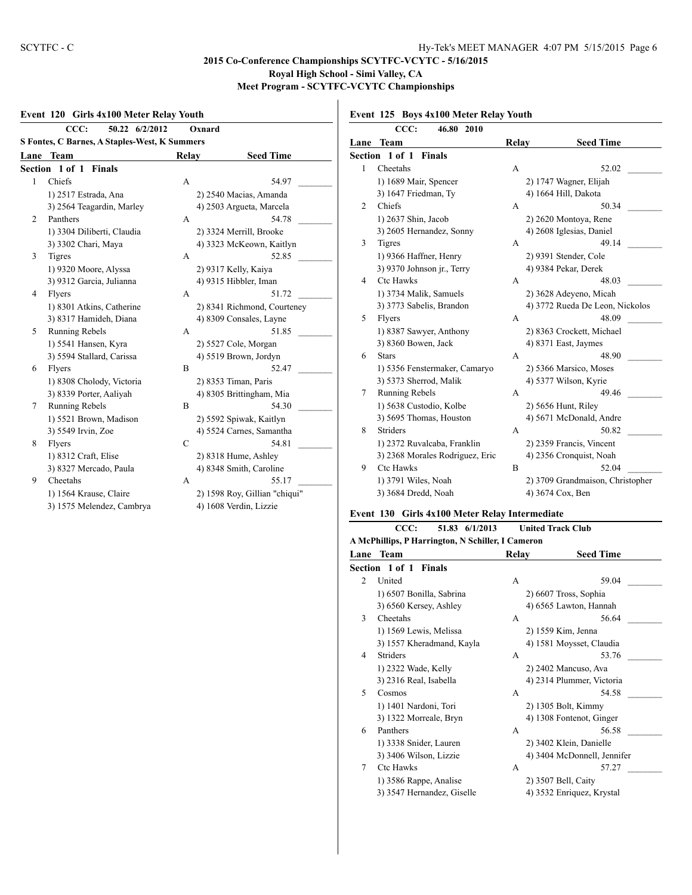**2015 Co-Conference Championships SCYTFC-VCYTC - 5/16/2015**
**Royal High School - Simi Valley, CA**
**Meet Program - SCYTFC-VCYTC Championships**

### Event 120 Girls 4x100 Meter Relay Youth

CCC: 50.22 6/2/2012 Oxnard
S Fontes, C Barnes, A Staples-West, K Summers

**Section 1 of 1 Finals**

| Lane | Team | Relay | Seed Time |
|---|---|---|---|
| 1 | Chiefs | A | 54.97 |
| | 1) 2517 Estrada, Ana | 2) 2540 Macias, Amanda | |
| | 3) 2564 Teagardin, Marley | 4) 2503 Argueta, Marcela | |
| 2 | Panthers | A | 54.78 |
| | 1) 3304 Diliberti, Claudia | 2) 3324 Merrill, Brooke | |
| | 3) 3302 Chari, Maya | 4) 3323 McKeown, Kaitlyn | |
| 3 | Tigres | A | 52.85 |
| | 1) 9320 Moore, Alyssa | 2) 9317 Kelly, Kaiya | |
| | 3) 9312 Garcia, Julianna | 4) 9315 Hibbler, Iman | |
| 4 | Flyers | A | 51.72 |
| | 1) 8301 Atkins, Catherine | 2) 8341 Richmond, Courteney | |
| | 3) 8317 Hamideh, Diana | 4) 8309 Consales, Layne | |
| 5 | Running Rebels | A | 51.85 |
| | 1) 5541 Hansen, Kyra | 2) 5527 Cole, Morgan | |
| | 3) 5594 Stallard, Carissa | 4) 5519 Brown, Jordyn | |
| 6 | Flyers | B | 52.47 |
| | 1) 8308 Cholody, Victoria | 2) 8353 Timan, Paris | |
| | 3) 8339 Porter, Aaliyah | 4) 8305 Brittingham, Mia | |
| 7 | Running Rebels | B | 54.30 |
| | 1) 5521 Brown, Madison | 2) 5592 Spiwak, Kaitlyn | |
| | 3) 5549 Irvin, Zoe | 4) 5524 Carnes, Samantha | |
| 8 | Flyers | C | 54.81 |
| | 1) 8312 Craft, Elise | 2) 8318 Hume, Ashley | |
| | 3) 8327 Mercado, Paula | 4) 8348 Smith, Caroline | |
| 9 | Cheetahs | A | 55.17 |
| | 1) 1564 Krause, Claire | 2) 1598 Roy, Gillian "chiqui" | |
| | 3) 1575 Melendez, Cambrya | 4) 1608 Verdin, Lizzie | |

### Event 125 Boys 4x100 Meter Relay Youth

CCC: 46.80 2010

**Section 1 of 1 Finals**

| Lane | Team | Relay | Seed Time |
|---|---|---|---|
| 1 | Cheetahs | A | 52.02 |
| | 1) 1689 Mair, Spencer | 2) 1747 Wagner, Elijah | |
| | 3) 1647 Friedman, Ty | 4) 1664 Hill, Dakota | |
| 2 | Chiefs | A | 50.34 |
| | 1) 2637 Shin, Jacob | 2) 2620 Montoya, Rene | |
| | 3) 2605 Hernandez, Sonny | 4) 2608 Iglesias, Daniel | |
| 3 | Tigres | A | 49.14 |
| | 1) 9366 Haffner, Henry | 2) 9391 Stender, Cole | |
| | 3) 9370 Johnson jr., Terry | 4) 9384 Pekar, Derek | |
| 4 | Ctc Hawks | A | 48.03 |
| | 1) 3734 Malik, Samuels | 2) 3628 Adeyeno, Micah | |
| | 3) 3773 Sabelis, Brandon | 4) 3772 Rueda De Leon, Nickolos | |
| 5 | Flyers | A | 48.09 |
| | 1) 8387 Sawyer, Anthony | 2) 8363 Crockett, Michael | |
| | 3) 8360 Bowen, Jack | 4) 8371 East, Jaymes | |
| 6 | Stars | A | 48.90 |
| | 1) 5356 Fenstermaker, Camaryo | 2) 5366 Marsico, Moses | |
| | 3) 5373 Sherrod, Malik | 4) 5377 Wilson, Kyrie | |
| 7 | Running Rebels | A | 49.46 |
| | 1) 5638 Custodio, Kolbe | 2) 5656 Hunt, Riley | |
| | 3) 5695 Thomas, Houston | 4) 5671 McDonald, Andre | |
| 8 | Striders | A | 50.82 |
| | 1) 2372 Ruvalcaba, Franklin | 2) 2359 Francis, Vincent | |
| | 3) 2368 Morales Rodriguez, Eric | 4) 2356 Cronquist, Noah | |
| 9 | Ctc Hawks | B | 52.04 |
| | 1) 3791 Wiles, Noah | 2) 3709 Grandmaison, Christopher | |
| | 3) 3684 Dredd, Noah | 4) 3674 Cox, Ben | |

### Event 130 Girls 4x100 Meter Relay Intermediate

CCC: 51.83 6/1/2013 United Track Club
A McPhillips, P Harrington, N Schiller, I Cameron

**Section 1 of 1 Finals**

| Lane | Team | Relay | Seed Time |
|---|---|---|---|
| 2 | United | A | 59.04 |
| | 1) 6507 Bonilla, Sabrina | 2) 6607 Tross, Sophia | |
| | 3) 6560 Kersey, Ashley | 4) 6565 Lawton, Hannah | |
| 3 | Cheetahs | A | 56.64 |
| | 1) 1569 Lewis, Melissa | 2) 1559 Kim, Jenna | |
| | 3) 1557 Kheradmand, Kayla | 4) 1581 Moysset, Claudia | |
| 4 | Striders | A | 53.76 |
| | 1) 2322 Wade, Kelly | 2) 2402 Mancuso, Ava | |
| | 3) 2316 Real, Isabella | 4) 2314 Plummer, Victoria | |
| 5 | Cosmos | A | 54.58 |
| | 1) 1401 Nardoni, Tori | 2) 1305 Bolt, Kimmy | |
| | 3) 1322 Morreale, Bryn | 4) 1308 Fontenot, Ginger | |
| 6 | Panthers | A | 56.58 |
| | 1) 3338 Snider, Lauren | 2) 3402 Klein, Danielle | |
| | 3) 3406 Wilson, Lizzie | 4) 3404 McDonnell, Jennifer | |
| 7 | Ctc Hawks | A | 57.27 |
| | 1) 3586 Rappe, Analise | 2) 3507 Bell, Caity | |
| | 3) 3547 Hernandez, Giselle | 4) 3532 Enriquez, Krystal | |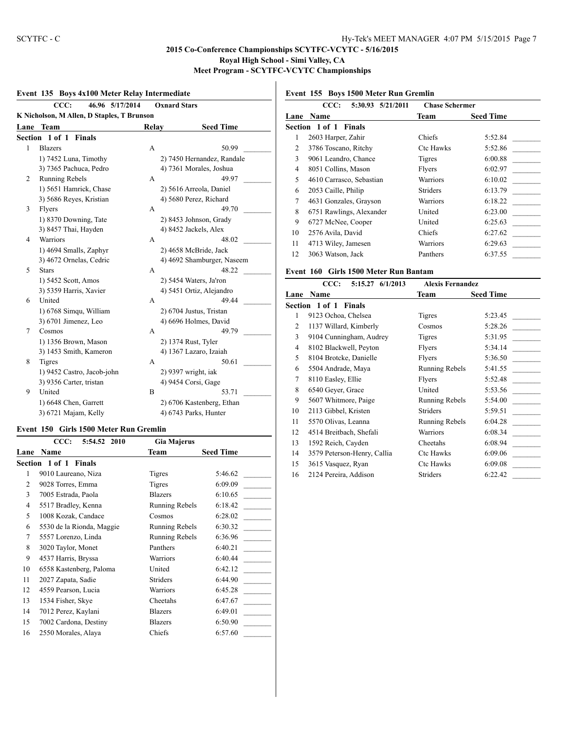## 2015 Co-Conference Championships SCYTFC-VCYTC - 5/16/2015

**Royal High School - Simi Valley, CA**

**Meet Program - SCYTFC-VCYTC Championships**

### Event 135 Boys 4x100 Meter Relay Intermediate

CCC: 46.96 5/17/2014 Oxnard Stars

K Nicholson, M Allen, D Staples, T Brunson

| Lane | Team | Relay | Seed Time |
|---|---|---|---|
| **Section 1 of 1 Finals** | | | |
| 1 | Blazers | A | 50.99 |
| | 1) 7452 Luna, Timothy | 2) 7450 Hernandez, Randale | |
| | 3) 7365 Pachuca, Pedro | 4) 7361 Morales, Joshua | |
| 2 | Running Rebels | A | 49.97 |
| | 1) 5651 Hamrick, Chase | 2) 5616 Arreola, Daniel | |
| | 3) 5686 Reyes, Kristian | 4) 5680 Perez, Richard | |
| 3 | Flyers | A | 49.70 |
| | 1) 8370 Downing, Tate | 2) 8453 Johnson, Grady | |
| | 3) 8457 Thai, Hayden | 4) 8452 Jackels, Alex | |
| 4 | Warriors | A | 48.02 |
| | 1) 4694 Smalls, Zaphyr | 2) 4658 McBride, Jack | |
| | 3) 4672 Ornelas, Cedric | 4) 4692 Shamburger, Naseem | |
| 5 | Stars | A | 48.22 |
| | 1) 5452 Scott, Amos | 2) 5454 Waters, Ja'ron | |
| | 3) 5359 Harris, Xavier | 4) 5451 Ortiz, Alejandro | |
| 6 | United | A | 49.44 |
| | 1) 6768 Simqu, William | 2) 6704 Justus, Tristan | |
| | 3) 6701 Jimenez, Leo | 4) 6696 Holmes, David | |
| 7 | Cosmos | A | 49.79 |
| | 1) 1356 Brown, Mason | 2) 1374 Rust, Tyler | |
| | 3) 1453 Smith, Kameron | 4) 1367 Lazaro, Izaiah | |
| 8 | Tigres | A | 50.61 |
| | 1) 9452 Castro, Jacob-john | 2) 9397 wright, iak | |
| | 3) 9356 Carter, tristan | 4) 9454 Corsi, Gage | |
| 9 | United | B | 53.71 |
| | 1) 6648 Chen, Garrett | 2) 6706 Kastenberg, Ethan | |
| | 3) 6721 Majam, Kelly | 4) 6743 Parks, Hunter | |

### Event 150 Girls 1500 Meter Run Gremlin

CCC: 5:54.52 2010 Gia Majerus

| Lane | Name | Team | Seed Time |
|---|---|---|---|
| **Section 1 of 1 Finals** | | | |
| 1 | 9010 Laureano, Niza | Tigres | 5:46.62 |
| 2 | 9028 Torres, Emma | Tigres | 6:09.09 |
| 3 | 7005 Estrada, Paola | Blazers | 6:10.65 |
| 4 | 5517 Bradley, Kenna | Running Rebels | 6:18.42 |
| 5 | 1008 Kozak, Candace | Cosmos | 6:28.02 |
| 6 | 5530 de la Rionda, Maggie | Running Rebels | 6:30.32 |
| 7 | 5557 Lorenzo, Linda | Running Rebels | 6:36.96 |
| 8 | 3020 Taylor, Monet | Panthers | 6:40.21 |
| 9 | 4537 Harris, Bryssa | Warriors | 6:40.44 |
| 10 | 6558 Kastenberg, Paloma | United | 6:42.12 |
| 11 | 2027 Zapata, Sadie | Striders | 6:44.90 |
| 12 | 4559 Pearson, Lucia | Warriors | 6:45.28 |
| 13 | 1534 Fisher, Skye | Cheetahs | 6:47.67 |
| 14 | 7012 Perez, Kaylani | Blazers | 6:49.01 |
| 15 | 7002 Cardona, Destiny | Blazers | 6:50.90 |
| 16 | 2550 Morales, Alaya | Chiefs | 6:57.60 |

### Event 155 Boys 1500 Meter Run Gremlin

CCC: 5:30.93 5/21/2011 Chase Schermer

| Lane | Name | Team | Seed Time |
|---|---|---|---|
| **Section 1 of 1 Finals** | | | |
| 1 | 2603 Harper, Zahir | Chiefs | 5:52.84 |
| 2 | 3786 Toscano, Ritchy | Ctc Hawks | 5:52.86 |
| 3 | 9061 Leandro, Chance | Tigres | 6:00.88 |
| 4 | 8051 Collins, Mason | Flyers | 6:02.97 |
| 5 | 4610 Carrasco, Sebastian | Warriors | 6:10.02 |
| 6 | 2053 Caille, Philip | Striders | 6:13.79 |
| 7 | 4631 Gonzales, Grayson | Warriors | 6:18.22 |
| 8 | 6751 Rawlings, Alexander | United | 6:23.00 |
| 9 | 6727 McNee, Cooper | United | 6:25.63 |
| 10 | 2576 Avila, David | Chiefs | 6:27.62 |
| 11 | 4713 Wiley, Jamesen | Warriors | 6:29.63 |
| 12 | 3063 Watson, Jack | Panthers | 6:37.55 |

### Event 160 Girls 1500 Meter Run Bantam

CCC: 5:15.27 6/1/2013 Alexis Fernandez

| Lane | Name | Team | Seed Time |
|---|---|---|---|
| **Section 1 of 1 Finals** | | | |
| 1 | 9123 Ochoa, Chelsea | Tigres | 5:23.45 |
| 2 | 1137 Willard, Kimberly | Cosmos | 5:28.26 |
| 3 | 9104 Cunningham, Audrey | Tigres | 5:31.95 |
| 4 | 8102 Blackwell, Peyton | Flyers | 5:34.14 |
| 5 | 8104 Brotcke, Danielle | Flyers | 5:36.50 |
| 6 | 5504 Andrade, Maya | Running Rebels | 5:41.55 |
| 7 | 8110 Easley, Ellie | Flyers | 5:52.48 |
| 8 | 6540 Geyer, Grace | United | 5:53.56 |
| 9 | 5607 Whitmore, Paige | Running Rebels | 5:54.00 |
| 10 | 2113 Gibbel, Kristen | Striders | 5:59.51 |
| 11 | 5570 Olivas, Leanna | Running Rebels | 6:04.28 |
| 12 | 4514 Breitbach, Shefali | Warriors | 6:08.34 |
| 13 | 1592 Reich, Cayden | Cheetahs | 6:08.94 |
| 14 | 3579 Peterson-Henry, Callia | Ctc Hawks | 6:09.06 |
| 15 | 3615 Vasquez, Ryan | Ctc Hawks | 6:09.08 |
| 16 | 2124 Pereira, Addison | Striders | 6:22.42 |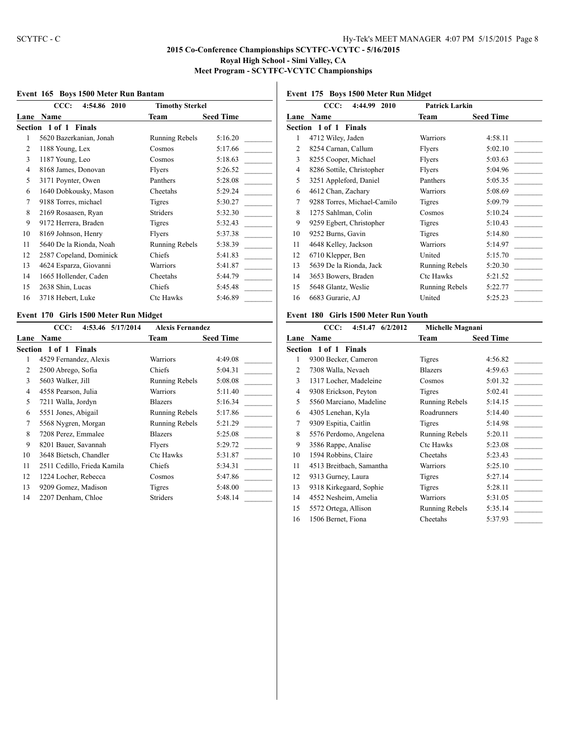# 2015 Co-Conference Championships SCYTFC-VCYTC - 5/16/2015

**Royal High School - Simi Valley, CA**

**Meet Program - SCYTFC-VCYTC Championships**

## Event 165 Boys 1500 Meter Run Bantam

CCC: 4:54.86 2010 Timothy Sterkel

**Section 1 of 1 Finals**

| Lane | Name | Team | Seed Time | |
|---|---|---|---|---|
| 1 | 5620 Bazerkanian, Jonah | Running Rebels | 5:16.20 | _______ |
| 2 | 1188 Young, Lex | Cosmos | 5:17.66 | _______ |
| 3 | 1187 Young, Leo | Cosmos | 5:18.63 | _______ |
| 4 | 8168 James, Donovan | Flyers | 5:26.52 | _______ |
| 5 | 3171 Poynter, Owen | Panthers | 5:28.08 | _______ |
| 6 | 1640 Dobkousky, Mason | Cheetahs | 5:29.24 | _______ |
| 7 | 9188 Torres, michael | Tigres | 5:30.27 | _______ |
| 8 | 2169 Rosaasen, Ryan | Striders | 5:32.30 | _______ |
| 9 | 9172 Herrera, Braden | Tigres | 5:32.43 | _______ |
| 10 | 8169 Johnson, Henry | Flyers | 5:37.38 | _______ |
| 11 | 5640 De la Rionda, Noah | Running Rebels | 5:38.39 | _______ |
| 12 | 2587 Copeland, Dominick | Chiefs | 5:41.83 | _______ |
| 13 | 4624 Esparza, Giovanni | Warriors | 5:41.87 | _______ |
| 14 | 1665 Hollender, Caden | Cheetahs | 5:44.79 | _______ |
| 15 | 2638 Shin, Lucas | Chiefs | 5:45.48 | _______ |
| 16 | 3718 Hebert, Luke | Ctc Hawks | 5:46.89 | _______ |

## Event 170 Girls 1500 Meter Run Midget

CCC: 4:53.46 5/17/2014 Alexis Fernandez

**Section 1 of 1 Finals**

| Lane | Name | Team | Seed Time | |
|---|---|---|---|---|
| 1 | 4529 Fernandez, Alexis | Warriors | 4:49.08 | _______ |
| 2 | 2500 Abrego, Sofia | Chiefs | 5:04.31 | _______ |
| 3 | 5603 Walker, Jill | Running Rebels | 5:08.08 | _______ |
| 4 | 4558 Pearson, Julia | Warriors | 5:11.40 | _______ |
| 5 | 7211 Walla, Jordyn | Blazers | 5:16.34 | _______ |
| 6 | 5551 Jones, Abigail | Running Rebels | 5:17.86 | _______ |
| 7 | 5568 Nygren, Morgan | Running Rebels | 5:21.29 | _______ |
| 8 | 7208 Perez, Emmalee | Blazers | 5:25.08 | _______ |
| 9 | 8201 Bauer, Savannah | Flyers | 5:29.72 | _______ |
| 10 | 3648 Bietsch, Chandler | Ctc Hawks | 5:31.87 | _______ |
| 11 | 2511 Cedillo, Frieda Kamila | Chiefs | 5:34.31 | _______ |
| 12 | 1224 Locher, Rebecca | Cosmos | 5:47.86 | _______ |
| 13 | 9209 Gomez, Madison | Tigres | 5:48.00 | _______ |
| 14 | 2207 Denham, Chloe | Striders | 5:48.14 | _______ |

## Event 175 Boys 1500 Meter Run Midget

CCC: 4:44.99 2010 Patrick Larkin

**Section 1 of 1 Finals**

| Lane | Name | Team | Seed Time | |
|---|---|---|---|---|
| 1 | 4712 Wiley, Jaden | Warriors | 4:58.11 | _______ |
| 2 | 8254 Carnan, Callum | Flyers | 5:02.10 | _______ |
| 3 | 8255 Cooper, Michael | Flyers | 5:03.63 | _______ |
| 4 | 8286 Sottile, Christopher | Flyers | 5:04.96 | _______ |
| 5 | 3251 Appleford, Daniel | Panthers | 5:05.35 | _______ |
| 6 | 4612 Chan, Zachary | Warriors | 5:08.69 | _______ |
| 7 | 9288 Torres, Michael-Camilo | Tigres | 5:09.79 | _______ |
| 8 | 1275 Sahlman, Colin | Cosmos | 5:10.24 | _______ |
| 9 | 9259 Egbert, Christopher | Tigres | 5:10.43 | _______ |
| 10 | 9252 Burns, Gavin | Tigres | 5:14.80 | _______ |
| 11 | 4648 Kelley, Jackson | Warriors | 5:14.97 | _______ |
| 12 | 6710 Klepper, Ben | United | 5:15.70 | _______ |
| 13 | 5639 De la Rionda, Jack | Running Rebels | 5:20.30 | _______ |
| 14 | 3653 Bowers, Braden | Ctc Hawks | 5:21.52 | _______ |
| 15 | 5648 Glantz, Weslie | Running Rebels | 5:22.77 | _______ |
| 16 | 6683 Gurarie, AJ | United | 5:25.23 | _______ |

## Event 180 Girls 1500 Meter Run Youth

CCC: 4:51.47 6/2/2012 Michelle Magnani

**Section 1 of 1 Finals**

| Lane | Name | Team | Seed Time | |
|---|---|---|---|---|
| 1 | 9300 Becker, Cameron | Tigres | 4:56.82 | _______ |
| 2 | 7308 Walla, Nevaeh | Blazers | 4:59.63 | _______ |
| 3 | 1317 Locher, Madeleine | Cosmos | 5:01.32 | _______ |
| 4 | 9308 Erickson, Peyton | Tigres | 5:02.41 | _______ |
| 5 | 5560 Marciano, Madeline | Running Rebels | 5:14.15 | _______ |
| 6 | 4305 Lenehan, Kyla | Roadrunners | 5:14.40 | _______ |
| 7 | 9309 Espitia, Caitlin | Tigres | 5:14.98 | _______ |
| 8 | 5576 Perdomo, Angelena | Running Rebels | 5:20.11 | _______ |
| 9 | 3586 Rappe, Analise | Ctc Hawks | 5:23.08 | _______ |
| 10 | 1594 Robbins, Claire | Cheetahs | 5:23.43 | _______ |
| 11 | 4513 Breitbach, Samantha | Warriors | 5:25.10 | _______ |
| 12 | 9313 Gurney, Laura | Tigres | 5:27.14 | _______ |
| 13 | 9318 Kirkegaard, Sophie | Tigres | 5:28.11 | _______ |
| 14 | 4552 Nesheim, Amelia | Warriors | 5:31.05 | _______ |
| 15 | 5572 Ortega, Allison | Running Rebels | 5:35.14 | _______ |
| 16 | 1506 Bernet, Fiona | Cheetahs | 5:37.93 | _______ |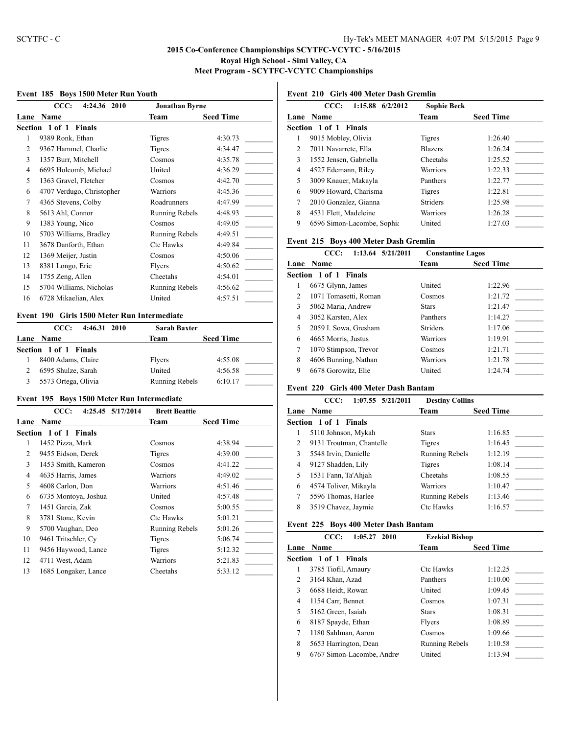# 2015 Co-Conference Championships SCYTFC-VCYTC - 5/16/2015

**Royal High School - Simi Valley, CA**

**Meet Program - SCYTFC-VCYTC Championships**

### Event 185 Boys 1500 Meter Run Youth

CCC: 4:24.36 2010 — Jonathan Byrne

**Section 1 of 1 Finals**

| Lane | Name | Team | Seed Time |
|---|---|---|---|
| 1 | 9389 Ronk, Ethan | Tigres | 4:30.73 |
| 2 | 9367 Hammel, Charlie | Tigres | 4:34.47 |
| 3 | 1357 Burr, Mitchell | Cosmos | 4:35.78 |
| 4 | 6695 Holcomb, Michael | United | 4:36.29 |
| 5 | 1363 Gravel, Fletcher | Cosmos | 4:42.70 |
| 6 | 4707 Verdugo, Christopher | Warriors | 4:45.36 |
| 7 | 4365 Stevens, Colby | Roadrunners | 4:47.99 |
| 8 | 5613 Ahl, Connor | Running Rebels | 4:48.93 |
| 9 | 1383 Young, Nico | Cosmos | 4:49.05 |
| 10 | 5703 Williams, Bradley | Running Rebels | 4:49.51 |
| 11 | 3678 Danforth, Ethan | Ctc Hawks | 4:49.84 |
| 12 | 1369 Meijer, Justin | Cosmos | 4:50.06 |
| 13 | 8381 Longo, Eric | Flyers | 4:50.62 |
| 14 | 1755 Zeng, Allen | Cheetahs | 4:54.01 |
| 15 | 5704 Williams, Nicholas | Running Rebels | 4:56.62 |
| 16 | 6728 Mikaelian, Alex | United | 4:57.51 |

### Event 190 Girls 1500 Meter Run Intermediate

CCC: 4:46.31 2010 — Sarah Baxter

**Section 1 of 1 Finals**

| Lane | Name | Team | Seed Time |
|---|---|---|---|
| 1 | 8400 Adams, Claire | Flyers | 4:55.08 |
| 2 | 6595 Shulze, Sarah | United | 4:56.58 |
| 3 | 5573 Ortega, Olivia | Running Rebels | 6:10.17 |

### Event 195 Boys 1500 Meter Run Intermediate

CCC: 4:25.45 5/17/2014 — Brett Beattie

**Section 1 of 1 Finals**

| Lane | Name | Team | Seed Time |
|---|---|---|---|
| 1 | 1452 Pizza, Mark | Cosmos | 4:38.94 |
| 2 | 9455 Eidson, Derek | Tigres | 4:39.00 |
| 3 | 1453 Smith, Kameron | Cosmos | 4:41.22 |
| 4 | 4635 Harris, James | Warriors | 4:49.02 |
| 5 | 4608 Carlon, Don | Warriors | 4:51.46 |
| 6 | 6735 Montoya, Joshua | United | 4:57.48 |
| 7 | 1451 Garcia, Zak | Cosmos | 5:00.55 |
| 8 | 3781 Stone, Kevin | Ctc Hawks | 5:01.21 |
| 9 | 5700 Vaughan, Deo | Running Rebels | 5:01.26 |
| 10 | 9461 Tritschler, Cy | Tigres | 5:06.74 |
| 11 | 9456 Haywood, Lance | Tigres | 5:12.32 |
| 12 | 4711 West, Adam | Warriors | 5:21.83 |
| 13 | 1685 Longaker, Lance | Cheetahs | 5:33.12 |

### Event 210 Girls 400 Meter Dash Gremlin

CCC: 1:15.88 6/2/2012 — Sophie Beck

**Section 1 of 1 Finals**

| Lane | Name | Team | Seed Time |
|---|---|---|---|
| 1 | 9015 Mobley, Olivia | Tigres | 1:26.40 |
| 2 | 7011 Navarrete, Ella | Blazers | 1:26.24 |
| 3 | 1552 Jensen, Gabriella | Cheetahs | 1:25.52 |
| 4 | 4527 Edemann, Riley | Warriors | 1:22.33 |
| 5 | 3009 Knauer, Makayla | Panthers | 1:22.77 |
| 6 | 9009 Howard, Charisma | Tigres | 1:22.81 |
| 7 | 2010 Gonzalez, Gianna | Striders | 1:25.98 |
| 8 | 4531 Flett, Madeleine | Warriors | 1:26.28 |
| 9 | 6596 Simon-Lacombe, Sophia | United | 1:27.03 |

### Event 215 Boys 400 Meter Dash Gremlin

CCC: 1:13.64 5/21/2011 — Constantine Lagos

**Section 1 of 1 Finals**

| Lane | Name | Team | Seed Time |
|---|---|---|---|
| 1 | 6675 Glynn, James | United | 1:22.96 |
| 2 | 1071 Tomasetti, Roman | Cosmos | 1:21.72 |
| 3 | 5062 Maria, Andrew | Stars | 1:21.47 |
| 4 | 3052 Karsten, Alex | Panthers | 1:14.27 |
| 5 | 2059 I. Sowa, Gresham | Striders | 1:17.06 |
| 6 | 4665 Morris, Justus | Warriors | 1:19.91 |
| 7 | 1070 Stimpson, Trevor | Cosmos | 1:21.71 |
| 8 | 4606 Bunning, Nathan | Warriors | 1:21.78 |
| 9 | 6678 Gorowitz, Elie | United | 1:24.74 |

### Event 220 Girls 400 Meter Dash Bantam

CCC: 1:07.55 5/21/2011 — Destiny Collins

**Section 1 of 1 Finals**

| Lane | Name | Team | Seed Time |
|---|---|---|---|
| 1 | 5110 Johnson, Mykah | Stars | 1:16.85 |
| 2 | 9131 Troutman, Chantelle | Tigres | 1:16.45 |
| 3 | 5548 Irvin, Danielle | Running Rebels | 1:12.19 |
| 4 | 9127 Shadden, Lily | Tigres | 1:08.14 |
| 5 | 1531 Fann, Ta'Ahjah | Cheetahs | 1:08.55 |
| 6 | 4574 Toliver, Mikayla | Warriors | 1:10.47 |
| 7 | 5596 Thomas, Harlee | Running Rebels | 1:13.46 |
| 8 | 3519 Chavez, Jaymie | Ctc Hawks | 1:16.57 |

### Event 225 Boys 400 Meter Dash Bantam

CCC: 1:05.27 2010 — Ezekial Bishop

**Section 1 of 1 Finals**

| Lane | Name | Team | Seed Time |
|---|---|---|---|
| 1 | 3785 Tiofil, Amaury | Ctc Hawks | 1:12.25 |
| 2 | 3164 Khan, Azad | Panthers | 1:10.00 |
| 3 | 6688 Heidt, Rowan | United | 1:09.45 |
| 4 | 1154 Carr, Bennet | Cosmos | 1:07.31 |
| 5 | 5162 Green, Isaiah | Stars | 1:08.31 |
| 6 | 8187 Spayde, Ethan | Flyers | 1:08.89 |
| 7 | 1180 Sahlman, Aaron | Cosmos | 1:09.66 |
| 8 | 5653 Harrington, Dean | Running Rebels | 1:10.58 |
| 9 | 6767 Simon-Lacombe, Andrew | United | 1:13.94 |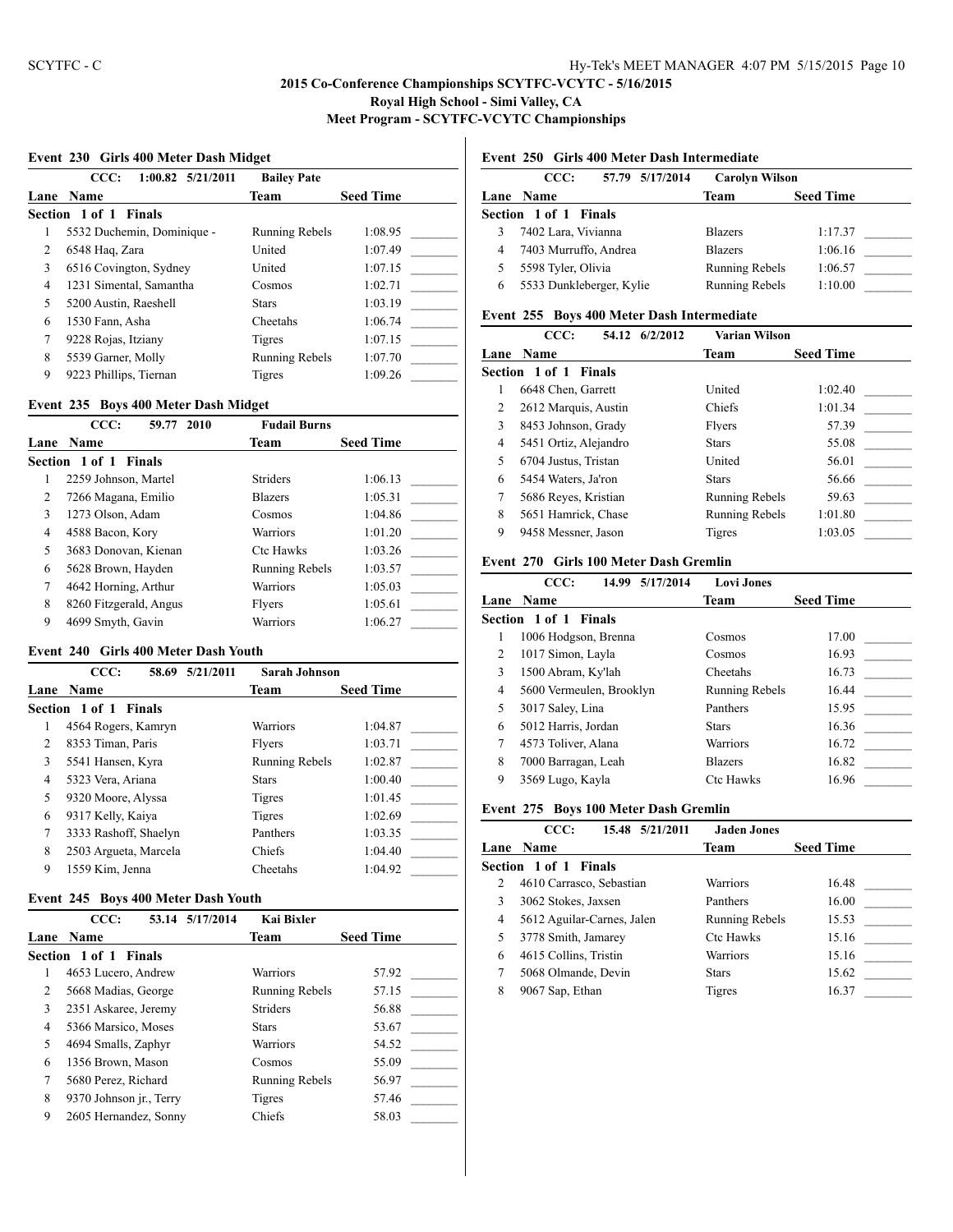## 2015 Co-Conference Championships SCYTFC-VCYTC - 5/16/2015

**Royal High School - Simi Valley, CA**

**Meet Program - SCYTFC-VCYTC Championships**

### Event 230 Girls 400 Meter Dash Midget

CCC: 1:00.82 5/21/2011 Bailey Pate

| Lane | Name | Team | Seed Time |
|---|---|---|---|
| **Section 1 of 1 Finals** | | | |
| 1 | 5532 Duchemin, Dominique - | Running Rebels | 1:08.95 |
| 2 | 6548 Haq, Zara | United | 1:07.49 |
| 3 | 6516 Covington, Sydney | United | 1:07.15 |
| 4 | 1231 Simental, Samantha | Cosmos | 1:02.71 |
| 5 | 5200 Austin, Raeshell | Stars | 1:03.19 |
| 6 | 1530 Fann, Asha | Cheetahs | 1:06.74 |
| 7 | 9228 Rojas, Itziany | Tigres | 1:07.15 |
| 8 | 5539 Garner, Molly | Running Rebels | 1:07.70 |
| 9 | 9223 Phillips, Tiernan | Tigres | 1:09.26 |

### Event 235 Boys 400 Meter Dash Midget

CCC: 59.77 2010 Fudail Burns

| Lane | Name | Team | Seed Time |
|---|---|---|---|
| **Section 1 of 1 Finals** | | | |
| 1 | 2259 Johnson, Martel | Striders | 1:06.13 |
| 2 | 7266 Magana, Emilio | Blazers | 1:05.31 |
| 3 | 1273 Olson, Adam | Cosmos | 1:04.86 |
| 4 | 4588 Bacon, Kory | Warriors | 1:01.20 |
| 5 | 3683 Donovan, Kienan | Ctc Hawks | 1:03.26 |
| 6 | 5628 Brown, Hayden | Running Rebels | 1:03.57 |
| 7 | 4642 Horning, Arthur | Warriors | 1:05.03 |
| 8 | 8260 Fitzgerald, Angus | Flyers | 1:05.61 |
| 9 | 4699 Smyth, Gavin | Warriors | 1:06.27 |

### Event 240 Girls 400 Meter Dash Youth

CCC: 58.69 5/21/2011 Sarah Johnson

| Lane | Name | Team | Seed Time |
|---|---|---|---|
| **Section 1 of 1 Finals** | | | |
| 1 | 4564 Rogers, Kamryn | Warriors | 1:04.87 |
| 2 | 8353 Timan, Paris | Flyers | 1:03.71 |
| 3 | 5541 Hansen, Kyra | Running Rebels | 1:02.87 |
| 4 | 5323 Vera, Ariana | Stars | 1:00.40 |
| 5 | 9320 Moore, Alyssa | Tigres | 1:01.45 |
| 6 | 9317 Kelly, Kaiya | Tigres | 1:02.69 |
| 7 | 3333 Rashoff, Shaelyn | Panthers | 1:03.35 |
| 8 | 2503 Argueta, Marcela | Chiefs | 1:04.40 |
| 9 | 1559 Kim, Jenna | Cheetahs | 1:04.92 |

### Event 245 Boys 400 Meter Dash Youth

CCC: 53.14 5/17/2014 Kai Bixler

| Lane | Name | Team | Seed Time |
|---|---|---|---|
| **Section 1 of 1 Finals** | | | |
| 1 | 4653 Lucero, Andrew | Warriors | 57.92 |
| 2 | 5668 Madias, George | Running Rebels | 57.15 |
| 3 | 2351 Askaree, Jeremy | Striders | 56.88 |
| 4 | 5366 Marsico, Moses | Stars | 53.67 |
| 5 | 4694 Smalls, Zaphyr | Warriors | 54.52 |
| 6 | 1356 Brown, Mason | Cosmos | 55.09 |
| 7 | 5680 Perez, Richard | Running Rebels | 56.97 |
| 8 | 9370 Johnson jr., Terry | Tigres | 57.46 |
| 9 | 2605 Hernandez, Sonny | Chiefs | 58.03 |

### Event 250 Girls 400 Meter Dash Intermediate

CCC: 57.79 5/17/2014 Carolyn Wilson

| Lane | Name | Team | Seed Time |
|---|---|---|---|
| **Section 1 of 1 Finals** | | | |
| 3 | 7402 Lara, Vivianna | Blazers | 1:17.37 |
| 4 | 7403 Murruffo, Andrea | Blazers | 1:06.16 |
| 5 | 5598 Tyler, Olivia | Running Rebels | 1:06.57 |
| 6 | 5533 Dunkleberger, Kylie | Running Rebels | 1:10.00 |

### Event 255 Boys 400 Meter Dash Intermediate

CCC: 54.12 6/2/2012 Varian Wilson

| Lane | Name | Team | Seed Time |
|---|---|---|---|
| **Section 1 of 1 Finals** | | | |
| 1 | 6648 Chen, Garrett | United | 1:02.40 |
| 2 | 2612 Marquis, Austin | Chiefs | 1:01.34 |
| 3 | 8453 Johnson, Grady | Flyers | 57.39 |
| 4 | 5451 Ortiz, Alejandro | Stars | 55.08 |
| 5 | 6704 Justus, Tristan | United | 56.01 |
| 6 | 5454 Waters, Ja'ron | Stars | 56.66 |
| 7 | 5686 Reyes, Kristian | Running Rebels | 59.63 |
| 8 | 5651 Hamrick, Chase | Running Rebels | 1:01.80 |
| 9 | 9458 Messner, Jason | Tigres | 1:03.05 |

### Event 270 Girls 100 Meter Dash Gremlin

CCC: 14.99 5/17/2014 Lovi Jones

| Lane | Name | Team | Seed Time |
|---|---|---|---|
| **Section 1 of 1 Finals** | | | |
| 1 | 1006 Hodgson, Brenna | Cosmos | 17.00 |
| 2 | 1017 Simon, Layla | Cosmos | 16.93 |
| 3 | 1500 Abram, Ky'lah | Cheetahs | 16.73 |
| 4 | 5600 Vermeulen, Brooklyn | Running Rebels | 16.44 |
| 5 | 3017 Saley, Lina | Panthers | 15.95 |
| 6 | 5012 Harris, Jordan | Stars | 16.36 |
| 7 | 4573 Toliver, Alana | Warriors | 16.72 |
| 8 | 7000 Barragan, Leah | Blazers | 16.82 |
| 9 | 3569 Lugo, Kayla | Ctc Hawks | 16.96 |

### Event 275 Boys 100 Meter Dash Gremlin

CCC: 15.48 5/21/2011 Jaden Jones

| Lane | Name | Team | Seed Time |
|---|---|---|---|
| **Section 1 of 1 Finals** | | | |
| 2 | 4610 Carrasco, Sebastian | Warriors | 16.48 |
| 3 | 3062 Stokes, Jaxsen | Panthers | 16.00 |
| 4 | 5612 Aguilar-Carnes, Jalen | Running Rebels | 15.53 |
| 5 | 3778 Smith, Jamarey | Ctc Hawks | 15.16 |
| 6 | 4615 Collins, Tristin | Warriors | 15.16 |
| 7 | 5068 Olmande, Devin | Stars | 15.62 |
| 8 | 9067 Sap, Ethan | Tigres | 16.37 |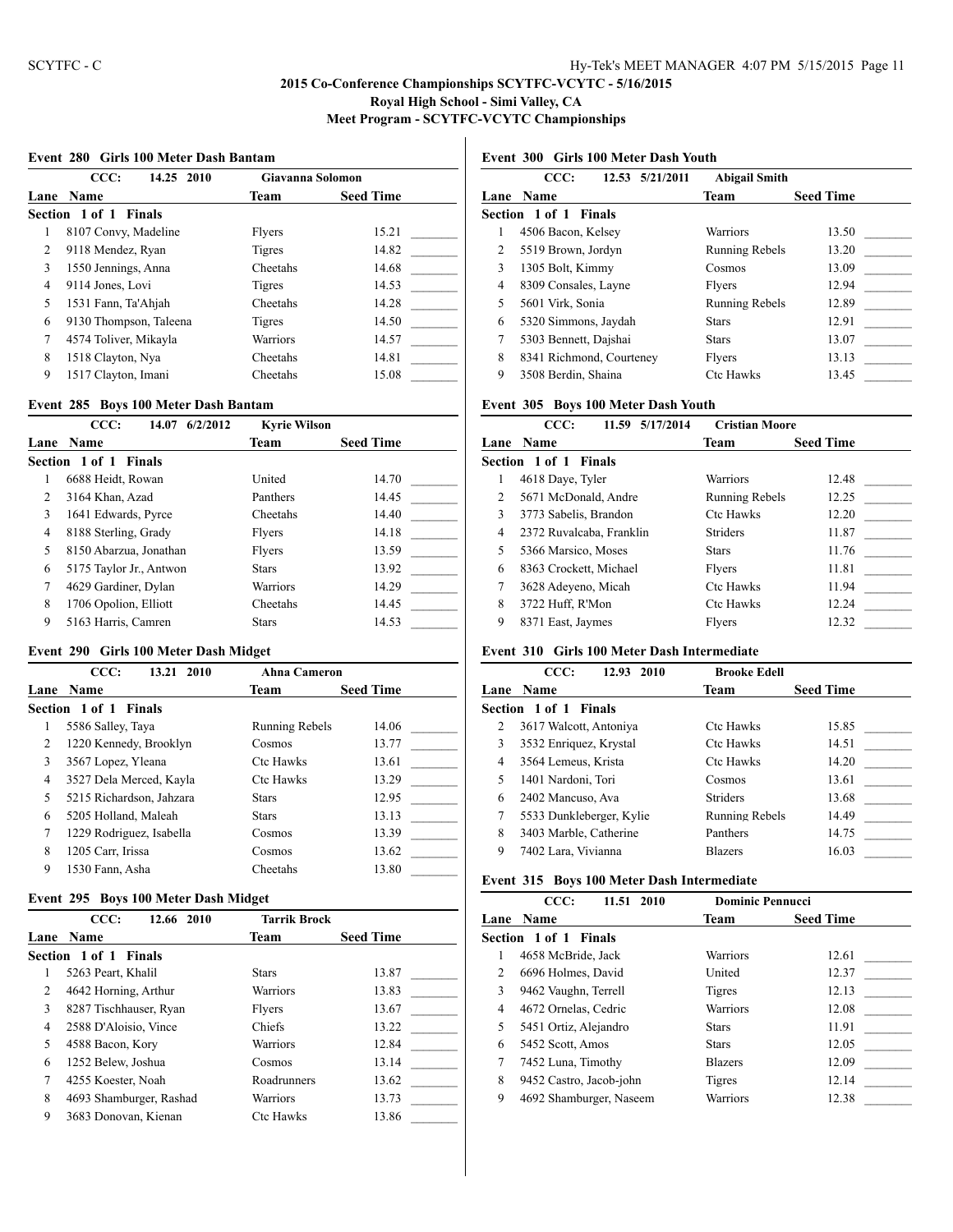# 2015 Co-Conference Championships SCYTFC-VCYTC - 5/16/2015

**Royal High School - Simi Valley, CA**

**Meet Program - SCYTFC-VCYTC Championships**

### Event 280 Girls 100 Meter Dash Bantam

CCC: 14.25 2010 Giavanna Solomon

| Lane | Name | Team | Seed Time |
|---|---|---|---|
| **Section 1 of 1 Finals** | | | |
| 1 | 8107 Convy, Madeline | Flyers | 15.21 |
| 2 | 9118 Mendez, Ryan | Tigres | 14.82 |
| 3 | 1550 Jennings, Anna | Cheetahs | 14.68 |
| 4 | 9114 Jones, Lovi | Tigres | 14.53 |
| 5 | 1531 Fann, Ta'Ahjah | Cheetahs | 14.28 |
| 6 | 9130 Thompson, Taleena | Tigres | 14.50 |
| 7 | 4574 Toliver, Mikayla | Warriors | 14.57 |
| 8 | 1518 Clayton, Nya | Cheetahs | 14.81 |
| 9 | 1517 Clayton, Imani | Cheetahs | 15.08 |

### Event 285 Boys 100 Meter Dash Bantam

CCC: 14.07 6/2/2012 Kyrie Wilson

| Lane | Name | Team | Seed Time |
|---|---|---|---|
| **Section 1 of 1 Finals** | | | |
| 1 | 6688 Heidt, Rowan | United | 14.70 |
| 2 | 3164 Khan, Azad | Panthers | 14.45 |
| 3 | 1641 Edwards, Pyrce | Cheetahs | 14.40 |
| 4 | 8188 Sterling, Grady | Flyers | 14.18 |
| 5 | 8150 Abarzua, Jonathan | Flyers | 13.59 |
| 6 | 5175 Taylor Jr., Antwon | Stars | 13.92 |
| 7 | 4629 Gardiner, Dylan | Warriors | 14.29 |
| 8 | 1706 Opolion, Elliott | Cheetahs | 14.45 |
| 9 | 5163 Harris, Camren | Stars | 14.53 |

### Event 290 Girls 100 Meter Dash Midget

CCC: 13.21 2010 Ahna Cameron

| Lane | Name | Team | Seed Time |
|---|---|---|---|
| **Section 1 of 1 Finals** | | | |
| 1 | 5586 Salley, Taya | Running Rebels | 14.06 |
| 2 | 1220 Kennedy, Brooklyn | Cosmos | 13.77 |
| 3 | 3567 Lopez, Yleana | Ctc Hawks | 13.61 |
| 4 | 3527 Dela Merced, Kayla | Ctc Hawks | 13.29 |
| 5 | 5215 Richardson, Jahzara | Stars | 12.95 |
| 6 | 5205 Holland, Maleah | Stars | 13.13 |
| 7 | 1229 Rodriguez, Isabella | Cosmos | 13.39 |
| 8 | 1205 Carr, Irissa | Cosmos | 13.62 |
| 9 | 1530 Fann, Asha | Cheetahs | 13.80 |

### Event 295 Boys 100 Meter Dash Midget

CCC: 12.66 2010 Tarrik Brock

| Lane | Name | Team | Seed Time |
|---|---|---|---|
| **Section 1 of 1 Finals** | | | |
| 1 | 5263 Peart, Khalil | Stars | 13.87 |
| 2 | 4642 Horning, Arthur | Warriors | 13.83 |
| 3 | 8287 Tischhauser, Ryan | Flyers | 13.67 |
| 4 | 2588 D'Aloisio, Vince | Chiefs | 13.22 |
| 5 | 4588 Bacon, Kory | Warriors | 12.84 |
| 6 | 1252 Belew, Joshua | Cosmos | 13.14 |
| 7 | 4255 Koester, Noah | Roadrunners | 13.62 |
| 8 | 4693 Shamburger, Rashad | Warriors | 13.73 |
| 9 | 3683 Donovan, Kienan | Ctc Hawks | 13.86 |

### Event 300 Girls 100 Meter Dash Youth

CCC: 12.53 5/21/2011 Abigail Smith

| Lane | Name | Team | Seed Time |
|---|---|---|---|
| **Section 1 of 1 Finals** | | | |
| 1 | 4506 Bacon, Kelsey | Warriors | 13.50 |
| 2 | 5519 Brown, Jordyn | Running Rebels | 13.20 |
| 3 | 1305 Bolt, Kimmy | Cosmos | 13.09 |
| 4 | 8309 Consales, Layne | Flyers | 12.94 |
| 5 | 5601 Virk, Sonia | Running Rebels | 12.89 |
| 6 | 5320 Simmons, Jaydah | Stars | 12.91 |
| 7 | 5303 Bennett, Dajshai | Stars | 13.07 |
| 8 | 8341 Richmond, Courteney | Flyers | 13.13 |
| 9 | 3508 Berdin, Shaina | Ctc Hawks | 13.45 |

### Event 305 Boys 100 Meter Dash Youth

CCC: 11.59 5/17/2014 Cristian Moore

| Lane | Name | Team | Seed Time |
|---|---|---|---|
| **Section 1 of 1 Finals** | | | |
| 1 | 4618 Daye, Tyler | Warriors | 12.48 |
| 2 | 5671 McDonald, Andre | Running Rebels | 12.25 |
| 3 | 3773 Sabelis, Brandon | Ctc Hawks | 12.20 |
| 4 | 2372 Ruvalcaba, Franklin | Striders | 11.87 |
| 5 | 5366 Marsico, Moses | Stars | 11.76 |
| 6 | 8363 Crockett, Michael | Flyers | 11.81 |
| 7 | 3628 Adeyeno, Micah | Ctc Hawks | 11.94 |
| 8 | 3722 Huff, R'Mon | Ctc Hawks | 12.24 |
| 9 | 8371 East, Jaymes | Flyers | 12.32 |

### Event 310 Girls 100 Meter Dash Intermediate

CCC: 12.93 2010 Brooke Edell

| Lane | Name | Team | Seed Time |
|---|---|---|---|
| **Section 1 of 1 Finals** | | | |
| 2 | 3617 Walcott, Antoniya | Ctc Hawks | 15.85 |
| 3 | 3532 Enriquez, Krystal | Ctc Hawks | 14.51 |
| 4 | 3564 Lemeus, Krista | Ctc Hawks | 14.20 |
| 5 | 1401 Nardoni, Tori | Cosmos | 13.61 |
| 6 | 2402 Mancuso, Ava | Striders | 13.68 |
| 7 | 5533 Dunkleberger, Kylie | Running Rebels | 14.49 |
| 8 | 3403 Marble, Catherine | Panthers | 14.75 |
| 9 | 7402 Lara, Vivianna | Blazers | 16.03 |

### Event 315 Boys 100 Meter Dash Intermediate

CCC: 11.51 2010 Dominic Pennucci

| Lane | Name | Team | Seed Time |
|---|---|---|---|
| **Section 1 of 1 Finals** | | | |
| 1 | 4658 McBride, Jack | Warriors | 12.61 |
| 2 | 6696 Holmes, David | United | 12.37 |
| 3 | 9462 Vaughn, Terrell | Tigres | 12.13 |
| 4 | 4672 Ornelas, Cedric | Warriors | 12.08 |
| 5 | 5451 Ortiz, Alejandro | Stars | 11.91 |
| 6 | 5452 Scott, Amos | Stars | 12.05 |
| 7 | 7452 Luna, Timothy | Blazers | 12.09 |
| 8 | 9452 Castro, Jacob-john | Tigres | 12.14 |
| 9 | 4692 Shamburger, Naseem | Warriors | 12.38 |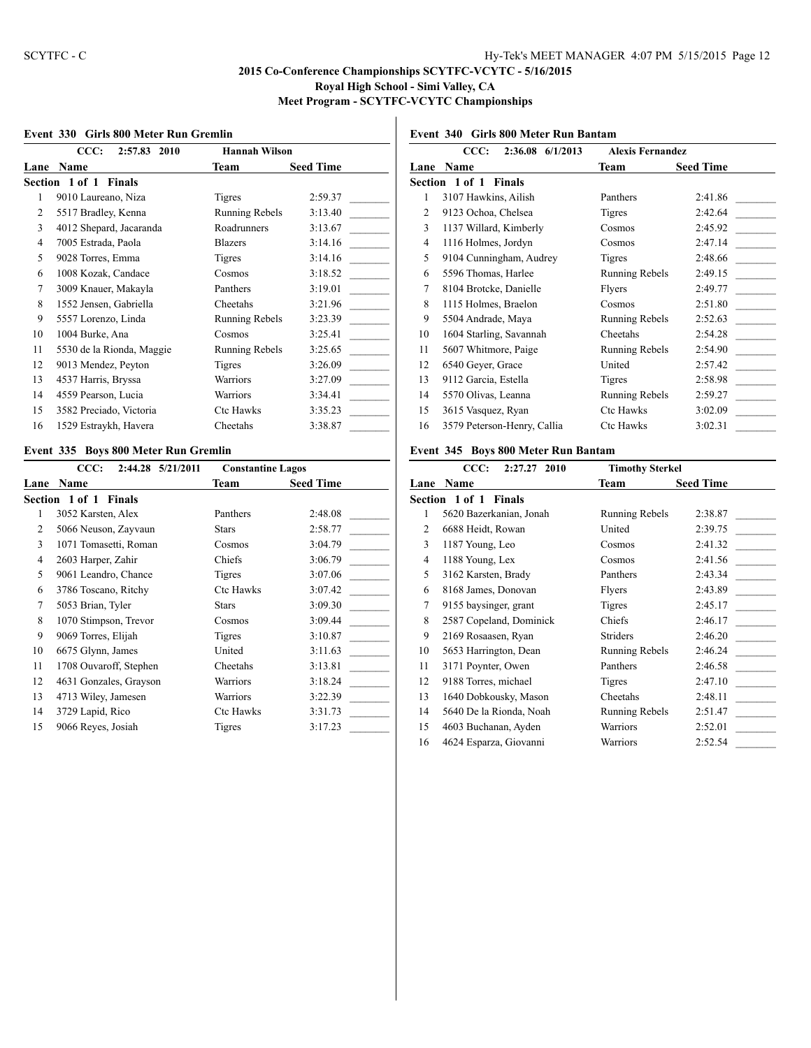**2015 Co-Conference Championships SCYTFC-VCYTC - 5/16/2015**
**Royal High School - Simi Valley, CA**
**Meet Program - SCYTFC-VCYTC Championships**

### Event 330 Girls 800 Meter Run Gremlin

CCC: 2:57.83 2010 Hannah Wilson

**Section 1 of 1 Finals**

| Lane | Name | Team | Seed Time |
|---|---|---|---|
| 1 | 9010 Laureano, Niza | Tigres | 2:59.37 |
| 2 | 5517 Bradley, Kenna | Running Rebels | 3:13.40 |
| 3 | 4012 Shepard, Jacaranda | Roadrunners | 3:13.67 |
| 4 | 7005 Estrada, Paola | Blazers | 3:14.16 |
| 5 | 9028 Torres, Emma | Tigres | 3:14.16 |
| 6 | 1008 Kozak, Candace | Cosmos | 3:18.52 |
| 7 | 3009 Knauer, Makayla | Panthers | 3:19.01 |
| 8 | 1552 Jensen, Gabriella | Cheetahs | 3:21.96 |
| 9 | 5557 Lorenzo, Linda | Running Rebels | 3:23.39 |
| 10 | 1004 Burke, Ana | Cosmos | 3:25.41 |
| 11 | 5530 de la Rionda, Maggie | Running Rebels | 3:25.65 |
| 12 | 9013 Mendez, Peyton | Tigres | 3:26.09 |
| 13 | 4537 Harris, Bryssa | Warriors | 3:27.09 |
| 14 | 4559 Pearson, Lucia | Warriors | 3:34.41 |
| 15 | 3582 Preciado, Victoria | Ctc Hawks | 3:35.23 |
| 16 | 1529 Estraykh, Havera | Cheetahs | 3:38.87 |

### Event 335 Boys 800 Meter Run Gremlin

CCC: 2:44.28 5/21/2011 Constantine Lagos

**Section 1 of 1 Finals**

| Lane | Name | Team | Seed Time |
|---|---|---|---|
| 1 | 3052 Karsten, Alex | Panthers | 2:48.08 |
| 2 | 5066 Neuson, Zayvaun | Stars | 2:58.77 |
| 3 | 1071 Tomasetti, Roman | Cosmos | 3:04.79 |
| 4 | 2603 Harper, Zahir | Chiefs | 3:06.79 |
| 5 | 9061 Leandro, Chance | Tigres | 3:07.06 |
| 6 | 3786 Toscano, Ritchy | Ctc Hawks | 3:07.42 |
| 7 | 5053 Brian, Tyler | Stars | 3:09.30 |
| 8 | 1070 Stimpson, Trevor | Cosmos | 3:09.44 |
| 9 | 9069 Torres, Elijah | Tigres | 3:10.87 |
| 10 | 6675 Glynn, James | United | 3:11.63 |
| 11 | 1708 Ouvaroff, Stephen | Cheetahs | 3:13.81 |
| 12 | 4631 Gonzales, Grayson | Warriors | 3:18.24 |
| 13 | 4713 Wiley, Jamesen | Warriors | 3:22.39 |
| 14 | 3729 Lapid, Rico | Ctc Hawks | 3:31.73 |
| 15 | 9066 Reyes, Josiah | Tigres | 3:17.23 |

### Event 340 Girls 800 Meter Run Bantam

CCC: 2:36.08 6/1/2013 Alexis Fernandez

**Section 1 of 1 Finals**

| Lane | Name | Team | Seed Time |
|---|---|---|---|
| 1 | 3107 Hawkins, Ailish | Panthers | 2:41.86 |
| 2 | 9123 Ochoa, Chelsea | Tigres | 2:42.64 |
| 3 | 1137 Willard, Kimberly | Cosmos | 2:45.92 |
| 4 | 1116 Holmes, Jordyn | Cosmos | 2:47.14 |
| 5 | 9104 Cunningham, Audrey | Tigres | 2:48.66 |
| 6 | 5596 Thomas, Harlee | Running Rebels | 2:49.15 |
| 7 | 8104 Brotcke, Danielle | Flyers | 2:49.77 |
| 8 | 1115 Holmes, Braelon | Cosmos | 2:51.80 |
| 9 | 5504 Andrade, Maya | Running Rebels | 2:52.63 |
| 10 | 1604 Starling, Savannah | Cheetahs | 2:54.28 |
| 11 | 5607 Whitmore, Paige | Running Rebels | 2:54.90 |
| 12 | 6540 Geyer, Grace | United | 2:57.42 |
| 13 | 9112 Garcia, Estella | Tigres | 2:58.98 |
| 14 | 5570 Olivas, Leanna | Running Rebels | 2:59.27 |
| 15 | 3615 Vasquez, Ryan | Ctc Hawks | 3:02.09 |
| 16 | 3579 Peterson-Henry, Callia | Ctc Hawks | 3:02.31 |

### Event 345 Boys 800 Meter Run Bantam

CCC: 2:27.27 2010 Timothy Sterkel

**Section 1 of 1 Finals**

| Lane | Name | Team | Seed Time |
|---|---|---|---|
| 1 | 5620 Bazerkanian, Jonah | Running Rebels | 2:38.87 |
| 2 | 6688 Heidt, Rowan | United | 2:39.75 |
| 3 | 1187 Young, Leo | Cosmos | 2:41.32 |
| 4 | 1188 Young, Lex | Cosmos | 2:41.56 |
| 5 | 3162 Karsten, Brady | Panthers | 2:43.34 |
| 6 | 8168 James, Donovan | Flyers | 2:43.89 |
| 7 | 9155 baysinger, grant | Tigres | 2:45.17 |
| 8 | 2587 Copeland, Dominick | Chiefs | 2:46.17 |
| 9 | 2169 Rosaasen, Ryan | Striders | 2:46.20 |
| 10 | 5653 Harrington, Dean | Running Rebels | 2:46.24 |
| 11 | 3171 Poynter, Owen | Panthers | 2:46.58 |
| 12 | 9188 Torres, michael | Tigres | 2:47.10 |
| 13 | 1640 Dobkousky, Mason | Cheetahs | 2:48.11 |
| 14 | 5640 De la Rionda, Noah | Running Rebels | 2:51.47 |
| 15 | 4603 Buchanan, Ayden | Warriors | 2:52.01 |
| 16 | 4624 Esparza, Giovanni | Warriors | 2:52.54 |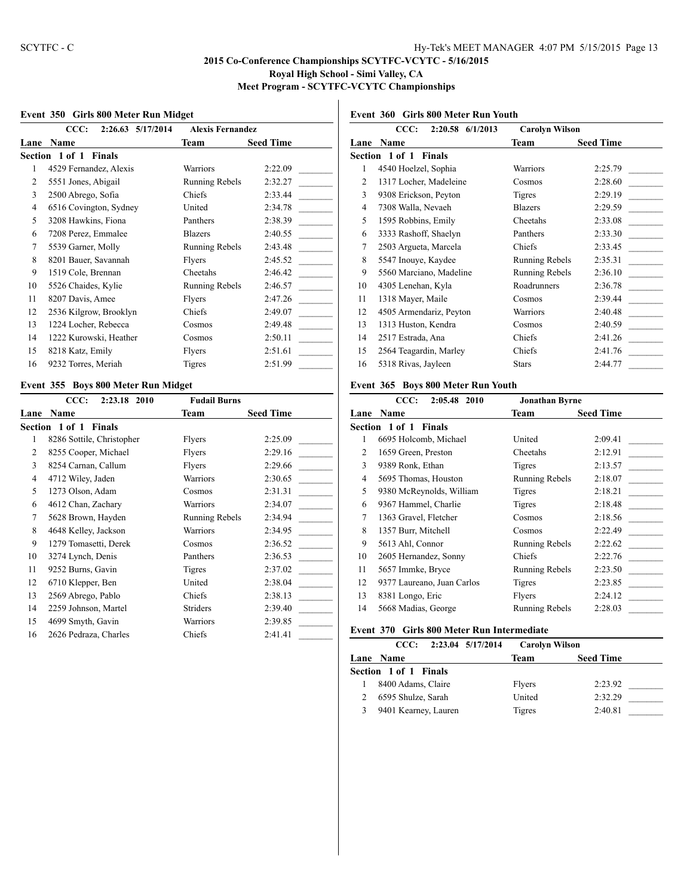## 2015 Co-Conference Championships SCYTFC-VCYTC - 5/16/2015

**Royal High School - Simi Valley, CA**

**Meet Program - SCYTFC-VCYTC Championships**

### Event 350 Girls 800 Meter Run Midget

CCC: 2:26.63 5/17/2014 Alexis Fernandez

**Section 1 of 1 Finals**

| Lane | Name | Team | Seed Time |
|---|---|---|---|
| 1 | 4529 Fernandez, Alexis | Warriors | 2:22.09 |
| 2 | 5551 Jones, Abigail | Running Rebels | 2:32.27 |
| 3 | 2500 Abrego, Sofia | Chiefs | 2:33.44 |
| 4 | 6516 Covington, Sydney | United | 2:34.78 |
| 5 | 3208 Hawkins, Fiona | Panthers | 2:38.39 |
| 6 | 7208 Perez, Emmalee | Blazers | 2:40.55 |
| 7 | 5539 Garner, Molly | Running Rebels | 2:43.48 |
| 8 | 8201 Bauer, Savannah | Flyers | 2:45.52 |
| 9 | 1519 Cole, Brennan | Cheetahs | 2:46.42 |
| 10 | 5526 Chaides, Kylie | Running Rebels | 2:46.57 |
| 11 | 8207 Davis, Amee | Flyers | 2:47.26 |
| 12 | 2536 Kilgrow, Brooklyn | Chiefs | 2:49.07 |
| 13 | 1224 Locher, Rebecca | Cosmos | 2:49.48 |
| 14 | 1222 Kurowski, Heather | Cosmos | 2:50.11 |
| 15 | 8218 Katz, Emily | Flyers | 2:51.61 |
| 16 | 9232 Torres, Meriah | Tigres | 2:51.99 |

### Event 355 Boys 800 Meter Run Midget

CCC: 2:23.18 2010 Fudail Burns

**Section 1 of 1 Finals**

| Lane | Name | Team | Seed Time |
|---|---|---|---|
| 1 | 8286 Sottile, Christopher | Flyers | 2:25.09 |
| 2 | 8255 Cooper, Michael | Flyers | 2:29.16 |
| 3 | 8254 Carnan, Callum | Flyers | 2:29.66 |
| 4 | 4712 Wiley, Jaden | Warriors | 2:30.65 |
| 5 | 1273 Olson, Adam | Cosmos | 2:31.31 |
| 6 | 4612 Chan, Zachary | Warriors | 2:34.07 |
| 7 | 5628 Brown, Hayden | Running Rebels | 2:34.94 |
| 8 | 4648 Kelley, Jackson | Warriors | 2:34.95 |
| 9 | 1279 Tomasetti, Derek | Cosmos | 2:36.52 |
| 10 | 3274 Lynch, Denis | Panthers | 2:36.53 |
| 11 | 9252 Burns, Gavin | Tigres | 2:37.02 |
| 12 | 6710 Klepper, Ben | United | 2:38.04 |
| 13 | 2569 Abrego, Pablo | Chiefs | 2:38.13 |
| 14 | 2259 Johnson, Martel | Striders | 2:39.40 |
| 15 | 4699 Smyth, Gavin | Warriors | 2:39.85 |
| 16 | 2626 Pedraza, Charles | Chiefs | 2:41.41 |

### Event 360 Girls 800 Meter Run Youth

CCC: 2:20.58 6/1/2013 Carolyn Wilson

**Section 1 of 1 Finals**

| Lane | Name | Team | Seed Time |
|---|---|---|---|
| 1 | 4540 Hoelzel, Sophia | Warriors | 2:25.79 |
| 2 | 1317 Locher, Madeleine | Cosmos | 2:28.60 |
| 3 | 9308 Erickson, Peyton | Tigres | 2:29.19 |
| 4 | 7308 Walla, Nevaeh | Blazers | 2:29.59 |
| 5 | 1595 Robbins, Emily | Cheetahs | 2:33.08 |
| 6 | 3333 Rashoff, Shaelyn | Panthers | 2:33.30 |
| 7 | 2503 Argueta, Marcela | Chiefs | 2:33.45 |
| 8 | 5547 Inouye, Kaydee | Running Rebels | 2:35.31 |
| 9 | 5560 Marciano, Madeline | Running Rebels | 2:36.10 |
| 10 | 4305 Lenehan, Kyla | Roadrunners | 2:36.78 |
| 11 | 1318 Mayer, Maile | Cosmos | 2:39.44 |
| 12 | 4505 Armendariz, Peyton | Warriors | 2:40.48 |
| 13 | 1313 Huston, Kendra | Cosmos | 2:40.59 |
| 14 | 2517 Estrada, Ana | Chiefs | 2:41.26 |
| 15 | 2564 Teagardin, Marley | Chiefs | 2:41.76 |
| 16 | 5318 Rivas, Jayleen | Stars | 2:44.77 |

### Event 365 Boys 800 Meter Run Youth

CCC: 2:05.48 2010 Jonathan Byrne

**Section 1 of 1 Finals**

| Lane | Name | Team | Seed Time |
|---|---|---|---|
| 1 | 6695 Holcomb, Michael | United | 2:09.41 |
| 2 | 1659 Green, Preston | Cheetahs | 2:12.91 |
| 3 | 9389 Ronk, Ethan | Tigres | 2:13.57 |
| 4 | 5695 Thomas, Houston | Running Rebels | 2:18.07 |
| 5 | 9380 McReynolds, William | Tigres | 2:18.21 |
| 6 | 9367 Hammel, Charlie | Tigres | 2:18.48 |
| 7 | 1363 Gravel, Fletcher | Cosmos | 2:18.56 |
| 8 | 1357 Burr, Mitchell | Cosmos | 2:22.49 |
| 9 | 5613 Ahl, Connor | Running Rebels | 2:22.62 |
| 10 | 2605 Hernandez, Sonny | Chiefs | 2:22.76 |
| 11 | 5657 Immke, Bryce | Running Rebels | 2:23.50 |
| 12 | 9377 Laureano, Juan Carlos | Tigres | 2:23.85 |
| 13 | 8381 Longo, Eric | Flyers | 2:24.12 |
| 14 | 5668 Madias, George | Running Rebels | 2:28.03 |

### Event 370 Girls 800 Meter Run Intermediate

CCC: 2:23.04 5/17/2014 Carolyn Wilson

**Section 1 of 1 Finals**

| Lane | Name | Team | Seed Time |
|---|---|---|---|
| 1 | 8400 Adams, Claire | Flyers | 2:23.92 |
| 2 | 6595 Shulze, Sarah | United | 2:32.29 |
| 3 | 9401 Kearney, Lauren | Tigres | 2:40.81 |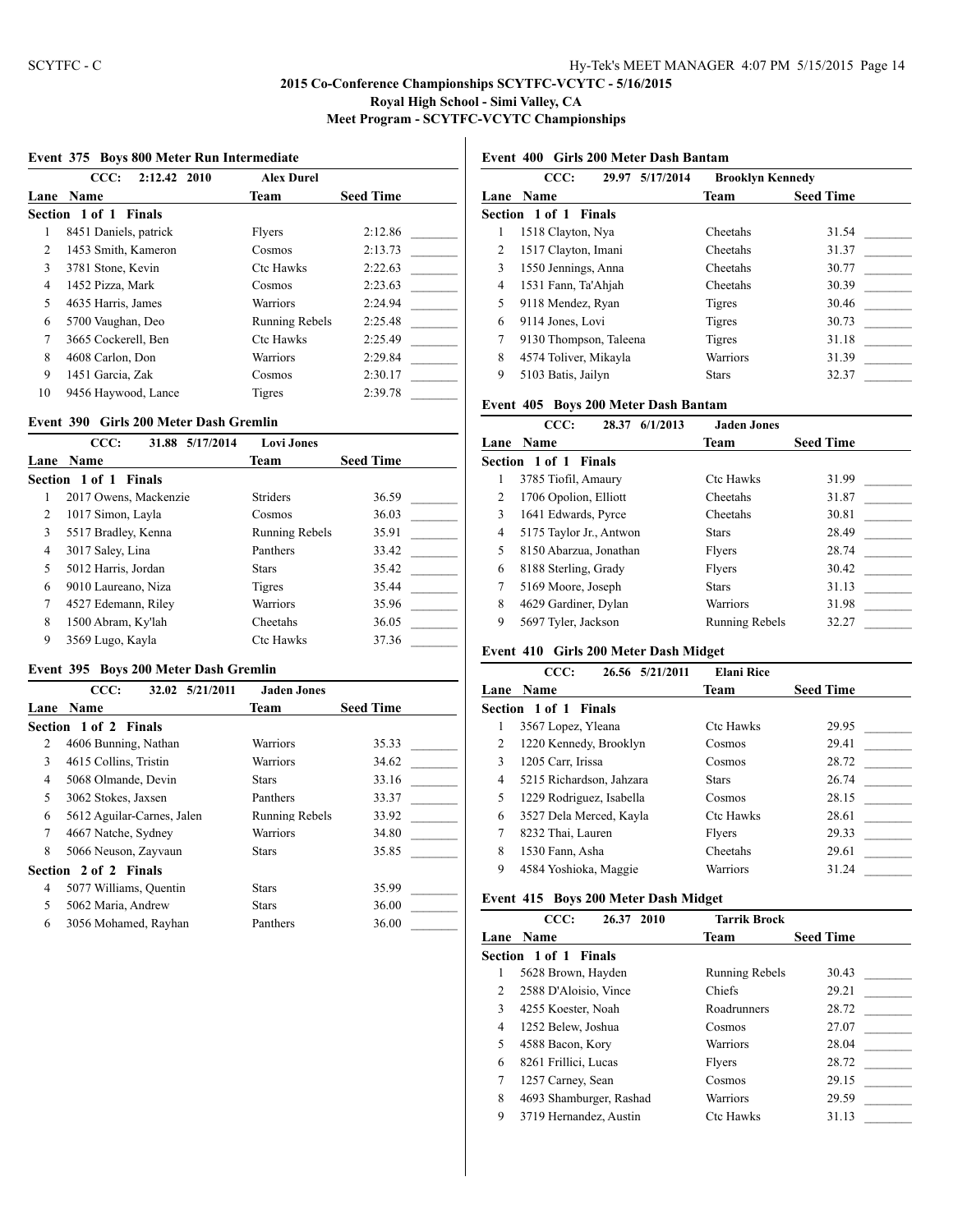# 2015 Co-Conference Championships SCYTFC-VCYTC - 5/16/2015

## Royal High School - Simi Valley, CA

## Meet Program - SCYTFC-VCYTC Championships

### Event 375 Boys 800 Meter Run Intermediate

CCC: 2:12.42 2010 Alex Durel

| Lane | Name | Team | Seed Time |
|---|---|---|---|
| **Section 1 of 1 Finals** | | | |
| 1 | 8451 Daniels, patrick | Flyers | 2:12.86 |
| 2 | 1453 Smith, Kameron | Cosmos | 2:13.73 |
| 3 | 3781 Stone, Kevin | Ctc Hawks | 2:22.63 |
| 4 | 1452 Pizza, Mark | Cosmos | 2:23.63 |
| 5 | 4635 Harris, James | Warriors | 2:24.94 |
| 6 | 5700 Vaughan, Deo | Running Rebels | 2:25.48 |
| 7 | 3665 Cockerell, Ben | Ctc Hawks | 2:25.49 |
| 8 | 4608 Carlon, Don | Warriors | 2:29.84 |
| 9 | 1451 Garcia, Zak | Cosmos | 2:30.17 |
| 10 | 9456 Haywood, Lance | Tigres | 2:39.78 |

### Event 390 Girls 200 Meter Dash Gremlin

CCC: 31.88 5/17/2014 Lovi Jones

| Lane | Name | Team | Seed Time |
|---|---|---|---|
| **Section 1 of 1 Finals** | | | |
| 1 | 2017 Owens, Mackenzie | Striders | 36.59 |
| 2 | 1017 Simon, Layla | Cosmos | 36.03 |
| 3 | 5517 Bradley, Kenna | Running Rebels | 35.91 |
| 4 | 3017 Saley, Lina | Panthers | 33.42 |
| 5 | 5012 Harris, Jordan | Stars | 35.42 |
| 6 | 9010 Laureano, Niza | Tigres | 35.44 |
| 7 | 4527 Edemann, Riley | Warriors | 35.96 |
| 8 | 1500 Abram, Ky'lah | Cheetahs | 36.05 |
| 9 | 3569 Lugo, Kayla | Ctc Hawks | 37.36 |

### Event 395 Boys 200 Meter Dash Gremlin

CCC: 32.02 5/21/2011 Jaden Jones

| Lane | Name | Team | Seed Time |
|---|---|---|---|
| **Section 1 of 2 Finals** | | | |
| 2 | 4606 Bunning, Nathan | Warriors | 35.33 |
| 3 | 4615 Collins, Tristin | Warriors | 34.62 |
| 4 | 5068 Olmande, Devin | Stars | 33.16 |
| 5 | 3062 Stokes, Jaxsen | Panthers | 33.37 |
| 6 | 5612 Aguilar-Carnes, Jalen | Running Rebels | 33.92 |
| 7 | 4667 Natche, Sydney | Warriors | 34.80 |
| 8 | 5066 Neuson, Zayvaun | Stars | 35.85 |
| **Section 2 of 2 Finals** | | | |
| 4 | 5077 Williams, Quentin | Stars | 35.99 |
| 5 | 5062 Maria, Andrew | Stars | 36.00 |
| 6 | 3056 Mohamed, Rayhan | Panthers | 36.00 |

### Event 400 Girls 200 Meter Dash Bantam

CCC: 29.97 5/17/2014 Brooklyn Kennedy

| Lane | Name | Team | Seed Time |
|---|---|---|---|
| **Section 1 of 1 Finals** | | | |
| 1 | 1518 Clayton, Nya | Cheetahs | 31.54 |
| 2 | 1517 Clayton, Imani | Cheetahs | 31.37 |
| 3 | 1550 Jennings, Anna | Cheetahs | 30.77 |
| 4 | 1531 Fann, Ta'Ahjah | Cheetahs | 30.39 |
| 5 | 9118 Mendez, Ryan | Tigres | 30.46 |
| 6 | 9114 Jones, Lovi | Tigres | 30.73 |
| 7 | 9130 Thompson, Taleena | Tigres | 31.18 |
| 8 | 4574 Toliver, Mikayla | Warriors | 31.39 |
| 9 | 5103 Batis, Jailyn | Stars | 32.37 |

### Event 405 Boys 200 Meter Dash Bantam

CCC: 28.37 6/1/2013 Jaden Jones

| Lane | Name | Team | Seed Time |
|---|---|---|---|
| **Section 1 of 1 Finals** | | | |
| 1 | 3785 Tiofil, Amaury | Ctc Hawks | 31.99 |
| 2 | 1706 Opolion, Elliott | Cheetahs | 31.87 |
| 3 | 1641 Edwards, Pyrce | Cheetahs | 30.81 |
| 4 | 5175 Taylor Jr., Antwon | Stars | 28.49 |
| 5 | 8150 Abarzua, Jonathan | Flyers | 28.74 |
| 6 | 8188 Sterling, Grady | Flyers | 30.42 |
| 7 | 5169 Moore, Joseph | Stars | 31.13 |
| 8 | 4629 Gardiner, Dylan | Warriors | 31.98 |
| 9 | 5697 Tyler, Jackson | Running Rebels | 32.27 |

### Event 410 Girls 200 Meter Dash Midget

CCC: 26.56 5/21/2011 Elani Rice

| Lane | Name | Team | Seed Time |
|---|---|---|---|
| **Section 1 of 1 Finals** | | | |
| 1 | 3567 Lopez, Yleana | Ctc Hawks | 29.95 |
| 2 | 1220 Kennedy, Brooklyn | Cosmos | 29.41 |
| 3 | 1205 Carr, Irissa | Cosmos | 28.72 |
| 4 | 5215 Richardson, Jahzara | Stars | 26.74 |
| 5 | 1229 Rodriguez, Isabella | Cosmos | 28.15 |
| 6 | 3527 Dela Merced, Kayla | Ctc Hawks | 28.61 |
| 7 | 8232 Thai, Lauren | Flyers | 29.33 |
| 8 | 1530 Fann, Asha | Cheetahs | 29.61 |
| 9 | 4584 Yoshioka, Maggie | Warriors | 31.24 |

### Event 415 Boys 200 Meter Dash Midget

CCC: 26.37 2010 Tarrik Brock

| Lane | Name | Team | Seed Time |
|---|---|---|---|
| **Section 1 of 1 Finals** | | | |
| 1 | 5628 Brown, Hayden | Running Rebels | 30.43 |
| 2 | 2588 D'Aloisio, Vince | Chiefs | 29.21 |
| 3 | 4255 Koester, Noah | Roadrunners | 28.72 |
| 4 | 1252 Belew, Joshua | Cosmos | 27.07 |
| 5 | 4588 Bacon, Kory | Warriors | 28.04 |
| 6 | 8261 Frillici, Lucas | Flyers | 28.72 |
| 7 | 1257 Carney, Sean | Cosmos | 29.15 |
| 8 | 4693 Shamburger, Rashad | Warriors | 29.59 |
| 9 | 3719 Hernandez, Austin | Ctc Hawks | 31.13 |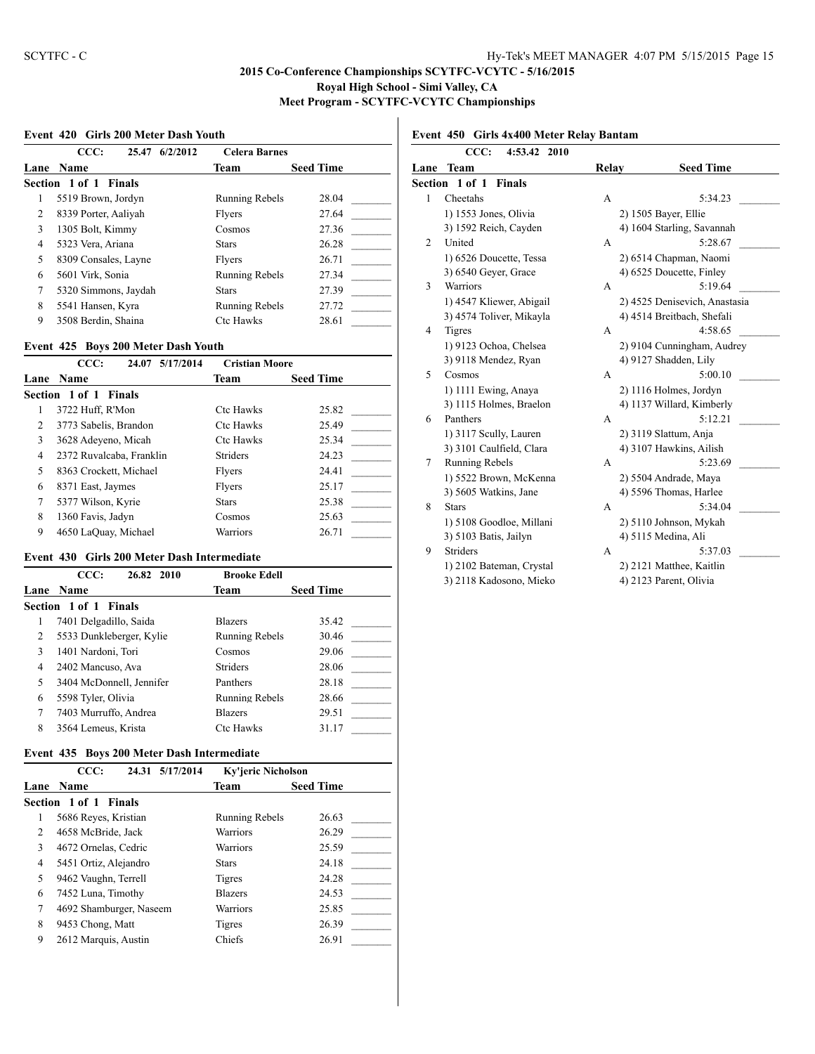# 2015 Co-Conference Championships SCYTFC-VCYTC - 5/16/2015
## Royal High School - Simi Valley, CA
## Meet Program - SCYTFC-VCYTC Championships

### Event 420 Girls 200 Meter Dash Youth

CCC: 25.47 6/2/2012 Celera Barnes

**Section 1 of 1 Finals**

| Lane | Name | Team | Seed Time |
|---|---|---|---|
| 1 | 5519 Brown, Jordyn | Running Rebels | 28.04 |
| 2 | 8339 Porter, Aaliyah | Flyers | 27.64 |
| 3 | 1305 Bolt, Kimmy | Cosmos | 27.36 |
| 4 | 5323 Vera, Ariana | Stars | 26.28 |
| 5 | 8309 Consales, Layne | Flyers | 26.71 |
| 6 | 5601 Virk, Sonia | Running Rebels | 27.34 |
| 7 | 5320 Simmons, Jaydah | Stars | 27.39 |
| 8 | 5541 Hansen, Kyra | Running Rebels | 27.72 |
| 9 | 3508 Berdin, Shaina | Ctc Hawks | 28.61 |

### Event 425 Boys 200 Meter Dash Youth

CCC: 24.07 5/17/2014 Cristian Moore

**Section 1 of 1 Finals**

| Lane | Name | Team | Seed Time |
|---|---|---|---|
| 1 | 3722 Huff, R'Mon | Ctc Hawks | 25.82 |
| 2 | 3773 Sabelis, Brandon | Ctc Hawks | 25.49 |
| 3 | 3628 Adeyeno, Micah | Ctc Hawks | 25.34 |
| 4 | 2372 Ruvalcaba, Franklin | Striders | 24.23 |
| 5 | 8363 Crockett, Michael | Flyers | 24.41 |
| 6 | 8371 East, Jaymes | Flyers | 25.17 |
| 7 | 5377 Wilson, Kyrie | Stars | 25.38 |
| 8 | 1360 Favis, Jadyn | Cosmos | 25.63 |
| 9 | 4650 LaQuay, Michael | Warriors | 26.71 |

### Event 430 Girls 200 Meter Dash Intermediate

CCC: 26.82 2010 Brooke Edell

**Section 1 of 1 Finals**

| Lane | Name | Team | Seed Time |
|---|---|---|---|
| 1 | 7401 Delgadillo, Saida | Blazers | 35.42 |
| 2 | 5533 Dunkleberger, Kylie | Running Rebels | 30.46 |
| 3 | 1401 Nardoni, Tori | Cosmos | 29.06 |
| 4 | 2402 Mancuso, Ava | Striders | 28.06 |
| 5 | 3404 McDonnell, Jennifer | Panthers | 28.18 |
| 6 | 5598 Tyler, Olivia | Running Rebels | 28.66 |
| 7 | 7403 Murruffo, Andrea | Blazers | 29.51 |
| 8 | 3564 Lemeus, Krista | Ctc Hawks | 31.17 |

### Event 435 Boys 200 Meter Dash Intermediate

CCC: 24.31 5/17/2014 Ky'jeric Nicholson

**Section 1 of 1 Finals**

| Lane | Name | Team | Seed Time |
|---|---|---|---|
| 1 | 5686 Reyes, Kristian | Running Rebels | 26.63 |
| 2 | 4658 McBride, Jack | Warriors | 26.29 |
| 3 | 4672 Ornelas, Cedric | Warriors | 25.59 |
| 4 | 5451 Ortiz, Alejandro | Stars | 24.18 |
| 5 | 9462 Vaughn, Terrell | Tigres | 24.28 |
| 6 | 7452 Luna, Timothy | Blazers | 24.53 |
| 7 | 4692 Shamburger, Naseem | Warriors | 25.85 |
| 8 | 9453 Chong, Matt | Tigres | 26.39 |
| 9 | 2612 Marquis, Austin | Chiefs | 26.91 |

### Event 450 Girls 4x400 Meter Relay Bantam

CCC: 4:53.42 2010

**Section 1 of 1 Finals**

| Lane | Team | Relay | Seed Time |
|---|---|---|---|
| 1 | Cheetahs | A | 5:34.23 |
| | 1) 1553 Jones, Olivia | 2) 1505 Bayer, Ellie | |
| | 3) 1592 Reich, Cayden | 4) 1604 Starling, Savannah | |
| 2 | United | A | 5:28.67 |
| | 1) 6526 Doucette, Tessa | 2) 6514 Chapman, Naomi | |
| | 3) 6540 Geyer, Grace | 4) 6525 Doucette, Finley | |
| 3 | Warriors | A | 5:19.64 |
| | 1) 4547 Kliewer, Abigail | 2) 4525 Denisevich, Anastasia | |
| | 3) 4574 Toliver, Mikayla | 4) 4514 Breitbach, Shefali | |
| 4 | Tigres | A | 4:58.65 |
| | 1) 9123 Ochoa, Chelsea | 2) 9104 Cunningham, Audrey | |
| | 3) 9118 Mendez, Ryan | 4) 9127 Shadden, Lily | |
| 5 | Cosmos | A | 5:00.10 |
| | 1) 1111 Ewing, Anaya | 2) 1116 Holmes, Jordyn | |
| | 3) 1115 Holmes, Braelon | 4) 1137 Willard, Kimberly | |
| 6 | Panthers | A | 5:12.21 |
| | 1) 3117 Scully, Lauren | 2) 3119 Slattum, Anja | |
| | 3) 3101 Caulfield, Clara | 4) 3107 Hawkins, Ailish | |
| 7 | Running Rebels | A | 5:23.69 |
| | 1) 5522 Brown, McKenna | 2) 5504 Andrade, Maya | |
| | 3) 5605 Watkins, Jane | 4) 5596 Thomas, Harlee | |
| 8 | Stars | A | 5:34.04 |
| | 1) 5108 Goodloe, Millani | 2) 5110 Johnson, Mykah | |
| | 3) 5103 Batis, Jailyn | 4) 5115 Medina, Ali | |
| 9 | Striders | A | 5:37.03 |
| | 1) 2102 Bateman, Crystal | 2) 2121 Matthee, Kaitlin | |
| | 3) 2118 Kadosono, Mieko | 4) 2123 Parent, Olivia | |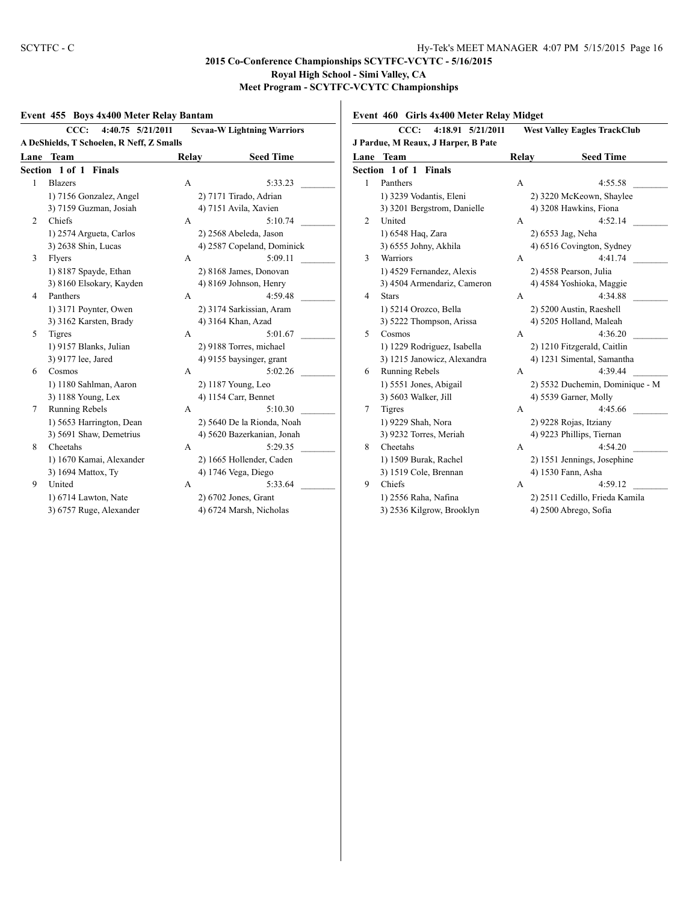## 2015 Co-Conference Championships SCYTFC-VCYTC - 5/16/2015

**Royal High School - Simi Valley, CA**

**Meet Program - SCYTFC-VCYTC Championships**

### Event 455 Boys 4x400 Meter Relay Bantam

**CCC: 4:40.75 5/21/2011 Scvaa-W Lightning Warriors**
**A DeShields, T Schoelen, R Neff, Z Smalls**

**Section 1 of 1 Finals**

| Lane | Team | Relay | Seed Time |
|---|---|---|---|
| 1 | Blazers | A | 5:33.23 |
| | 1) 7156 Gonzalez, Angel | 2) 7171 Tirado, Adrian | |
| | 3) 7159 Guzman, Josiah | 4) 7151 Avila, Xavien | |
| 2 | Chiefs | A | 5:10.74 |
| | 1) 2574 Argueta, Carlos | 2) 2568 Abeleda, Jason | |
| | 3) 2638 Shin, Lucas | 4) 2587 Copeland, Dominick | |
| 3 | Flyers | A | 5:09.11 |
| | 1) 8187 Spayde, Ethan | 2) 8168 James, Donovan | |
| | 3) 8160 Elsokary, Kayden | 4) 8169 Johnson, Henry | |
| 4 | Panthers | A | 4:59.48 |
| | 1) 3171 Poynter, Owen | 2) 3174 Sarkissian, Aram | |
| | 3) 3162 Karsten, Brady | 4) 3164 Khan, Azad | |
| 5 | Tigres | A | 5:01.67 |
| | 1) 9157 Blanks, Julian | 2) 9188 Torres, michael | |
| | 3) 9177 lee, Jared | 4) 9155 baysinger, grant | |
| 6 | Cosmos | A | 5:02.26 |
| | 1) 1180 Sahlman, Aaron | 2) 1187 Young, Leo | |
| | 3) 1188 Young, Lex | 4) 1154 Carr, Bennet | |
| 7 | Running Rebels | A | 5:10.30 |
| | 1) 5653 Harrington, Dean | 2) 5640 De la Rionda, Noah | |
| | 3) 5691 Shaw, Demetrius | 4) 5620 Bazerkanian, Jonah | |
| 8 | Cheetahs | A | 5:29.35 |
| | 1) 1670 Kamai, Alexander | 2) 1665 Hollender, Caden | |
| | 3) 1694 Mattox, Ty | 4) 1746 Vega, Diego | |
| 9 | United | A | 5:33.64 |
| | 1) 6714 Lawton, Nate | 2) 6702 Jones, Grant | |
| | 3) 6757 Ruge, Alexander | 4) 6724 Marsh, Nicholas | |

### Event 460 Girls 4x400 Meter Relay Midget

**CCC: 4:18.91 5/21/2011 West Valley Eagles TrackClub**
**J Pardue, M Reaux, J Harper, B Pate**

**Section 1 of 1 Finals**

| Lane | Team | Relay | Seed Time |
|---|---|---|---|
| 1 | Panthers | A | 4:55.58 |
| | 1) 3239 Vodantis, Eleni | 2) 3220 McKeown, Shaylee | |
| | 3) 3201 Bergstrom, Danielle | 4) 3208 Hawkins, Fiona | |
| 2 | United | A | 4:52.14 |
| | 1) 6548 Haq, Zara | 2) 6553 Jag, Neha | |
| | 3) 6555 Johny, Akhila | 4) 6516 Covington, Sydney | |
| 3 | Warriors | A | 4:41.74 |
| | 1) 4529 Fernandez, Alexis | 2) 4558 Pearson, Julia | |
| | 3) 4504 Armendariz, Cameron | 4) 4584 Yoshioka, Maggie | |
| 4 | Stars | A | 4:34.88 |
| | 1) 5214 Orozco, Bella | 2) 5200 Austin, Raeshell | |
| | 3) 5222 Thompson, Arissa | 4) 5205 Holland, Maleah | |
| 5 | Cosmos | A | 4:36.20 |
| | 1) 1229 Rodriguez, Isabella | 2) 1210 Fitzgerald, Caitlin | |
| | 3) 1215 Janowicz, Alexandra | 4) 1231 Simental, Samantha | |
| 6 | Running Rebels | A | 4:39.44 |
| | 1) 5551 Jones, Abigail | 2) 5532 Duchemin, Dominique - M | |
| | 3) 5603 Walker, Jill | 4) 5539 Garner, Molly | |
| 7 | Tigres | A | 4:45.66 |
| | 1) 9229 Shah, Nora | 2) 9228 Rojas, Itziany | |
| | 3) 9232 Torres, Meriah | 4) 9223 Phillips, Tiernan | |
| 8 | Cheetahs | A | 4:54.20 |
| | 1) 1509 Burak, Rachel | 2) 1551 Jennings, Josephine | |
| | 3) 1519 Cole, Brennan | 4) 1530 Fann, Asha | |
| 9 | Chiefs | A | 4:59.12 |
| | 1) 2556 Raha, Nafina | 2) 2511 Cedillo, Frieda Kamila | |
| | 3) 2536 Kilgrow, Brooklyn | 4) 2500 Abrego, Sofia | |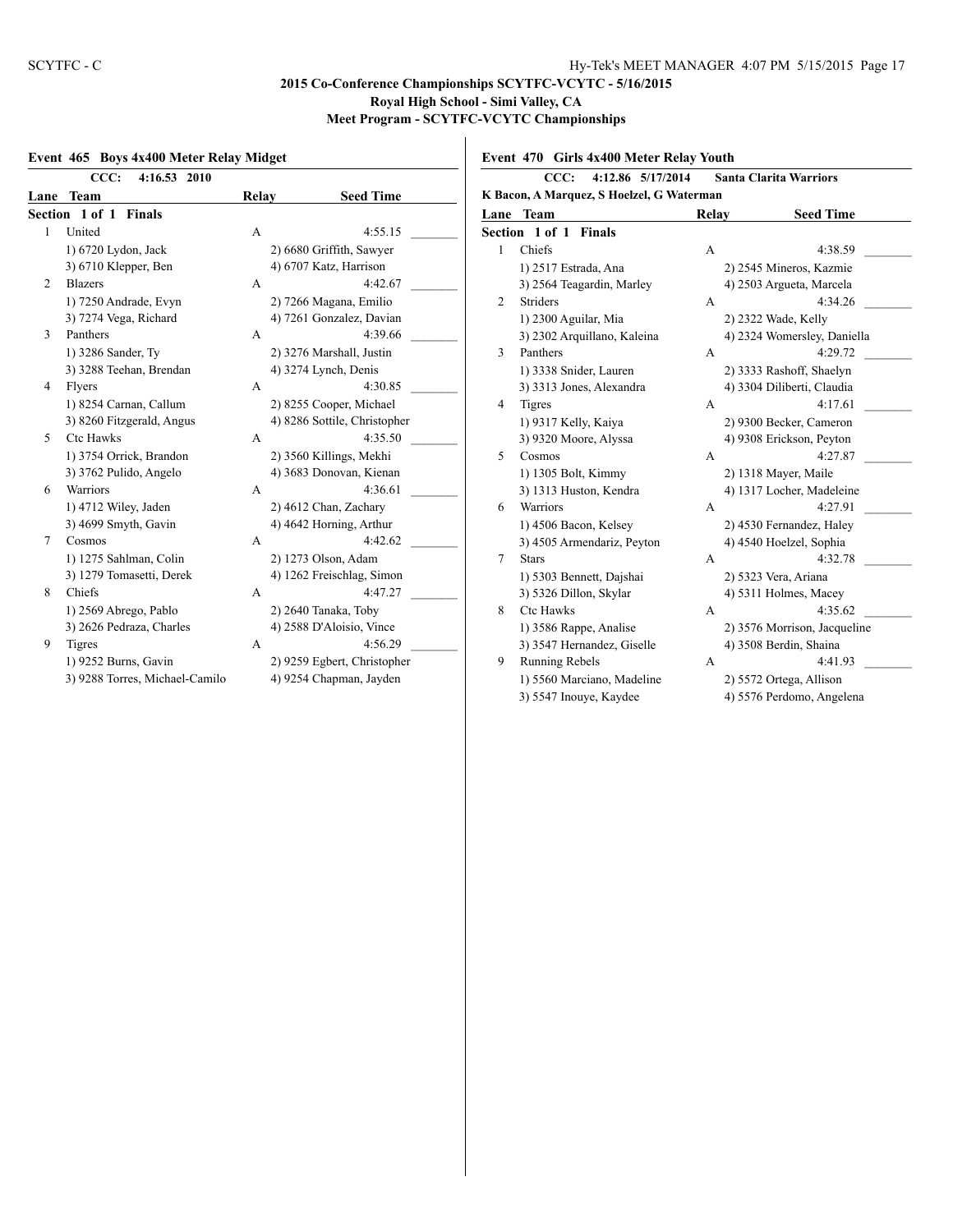# 2015 Co-Conference Championships SCYTFC-VCYTC - 5/16/2015

**Royal High School - Simi Valley, CA**

**Meet Program - SCYTFC-VCYTC Championships**

## Event 465 Boys 4x400 Meter Relay Midget

**CCC: 4:16.53 2010**

**Section 1 of 1 Finals**

| Lane | Team | Relay | Seed Time |
|---|---|---|---|
| 1 | United | A | 4:55.15 |
| | 1) 6720 Lydon, Jack | 2) 6680 Griffith, Sawyer | |
| | 3) 6710 Klepper, Ben | 4) 6707 Katz, Harrison | |
| 2 | Blazers | A | 4:42.67 |
| | 1) 7250 Andrade, Evyn | 2) 7266 Magana, Emilio | |
| | 3) 7274 Vega, Richard | 4) 7261 Gonzalez, Davian | |
| 3 | Panthers | A | 4:39.66 |
| | 1) 3286 Sander, Ty | 2) 3276 Marshall, Justin | |
| | 3) 3288 Teehan, Brendan | 4) 3274 Lynch, Denis | |
| 4 | Flyers | A | 4:30.85 |
| | 1) 8254 Carnan, Callum | 2) 8255 Cooper, Michael | |
| | 3) 8260 Fitzgerald, Angus | 4) 8286 Sottile, Christopher | |
| 5 | Ctc Hawks | A | 4:35.50 |
| | 1) 3754 Orrick, Brandon | 2) 3560 Killings, Mekhi | |
| | 3) 3762 Pulido, Angelo | 4) 3683 Donovan, Kienan | |
| 6 | Warriors | A | 4:36.61 |
| | 1) 4712 Wiley, Jaden | 2) 4612 Chan, Zachary | |
| | 3) 4699 Smyth, Gavin | 4) 4642 Horning, Arthur | |
| 7 | Cosmos | A | 4:42.62 |
| | 1) 1275 Sahlman, Colin | 2) 1273 Olson, Adam | |
| | 3) 1279 Tomasetti, Derek | 4) 1262 Freischlag, Simon | |
| 8 | Chiefs | A | 4:47.27 |
| | 1) 2569 Abrego, Pablo | 2) 2640 Tanaka, Toby | |
| | 3) 2626 Pedraza, Charles | 4) 2588 D'Aloisio, Vince | |
| 9 | Tigres | A | 4:56.29 |
| | 1) 9252 Burns, Gavin | 2) 9259 Egbert, Christopher | |
| | 3) 9288 Torres, Michael-Camilo | 4) 9254 Chapman, Jayden | |

## Event 470 Girls 4x400 Meter Relay Youth

**CCC: 4:12.86 5/17/2014 Santa Clarita Warriors**

**K Bacon, A Marquez, S Hoelzel, G Waterman**

**Section 1 of 1 Finals**

| Lane | Team | Relay | Seed Time |
|---|---|---|---|
| 1 | Chiefs | A | 4:38.59 |
| | 1) 2517 Estrada, Ana | 2) 2545 Mineros, Kazmie | |
| | 3) 2564 Teagardin, Marley | 4) 2503 Argueta, Marcela | |
| 2 | Striders | A | 4:34.26 |
| | 1) 2300 Aguilar, Mia | 2) 2322 Wade, Kelly | |
| | 3) 2302 Arquillano, Kaleina | 4) 2324 Womersley, Daniella | |
| 3 | Panthers | A | 4:29.72 |
| | 1) 3338 Snider, Lauren | 2) 3333 Rashoff, Shaelyn | |
| | 3) 3313 Jones, Alexandra | 4) 3304 Diliberti, Claudia | |
| 4 | Tigres | A | 4:17.61 |
| | 1) 9317 Kelly, Kaiya | 2) 9300 Becker, Cameron | |
| | 3) 9320 Moore, Alyssa | 4) 9308 Erickson, Peyton | |
| 5 | Cosmos | A | 4:27.87 |
| | 1) 1305 Bolt, Kimmy | 2) 1318 Mayer, Maile | |
| | 3) 1313 Huston, Kendra | 4) 1317 Locher, Madeleine | |
| 6 | Warriors | A | 4:27.91 |
| | 1) 4506 Bacon, Kelsey | 2) 4530 Fernandez, Haley | |
| | 3) 4505 Armendariz, Peyton | 4) 4540 Hoelzel, Sophia | |
| 7 | Stars | A | 4:32.78 |
| | 1) 5303 Bennett, Dajshai | 2) 5323 Vera, Ariana | |
| | 3) 5326 Dillon, Skylar | 4) 5311 Holmes, Macey | |
| 8 | Ctc Hawks | A | 4:35.62 |
| | 1) 3586 Rappe, Analise | 2) 3576 Morrison, Jacqueline | |
| | 3) 3547 Hernandez, Giselle | 4) 3508 Berdin, Shaina | |
| 9 | Running Rebels | A | 4:41.93 |
| | 1) 5560 Marciano, Madeline | 2) 5572 Ortega, Allison | |
| | 3) 5547 Inouye, Kaydee | 4) 5576 Perdomo, Angelena | |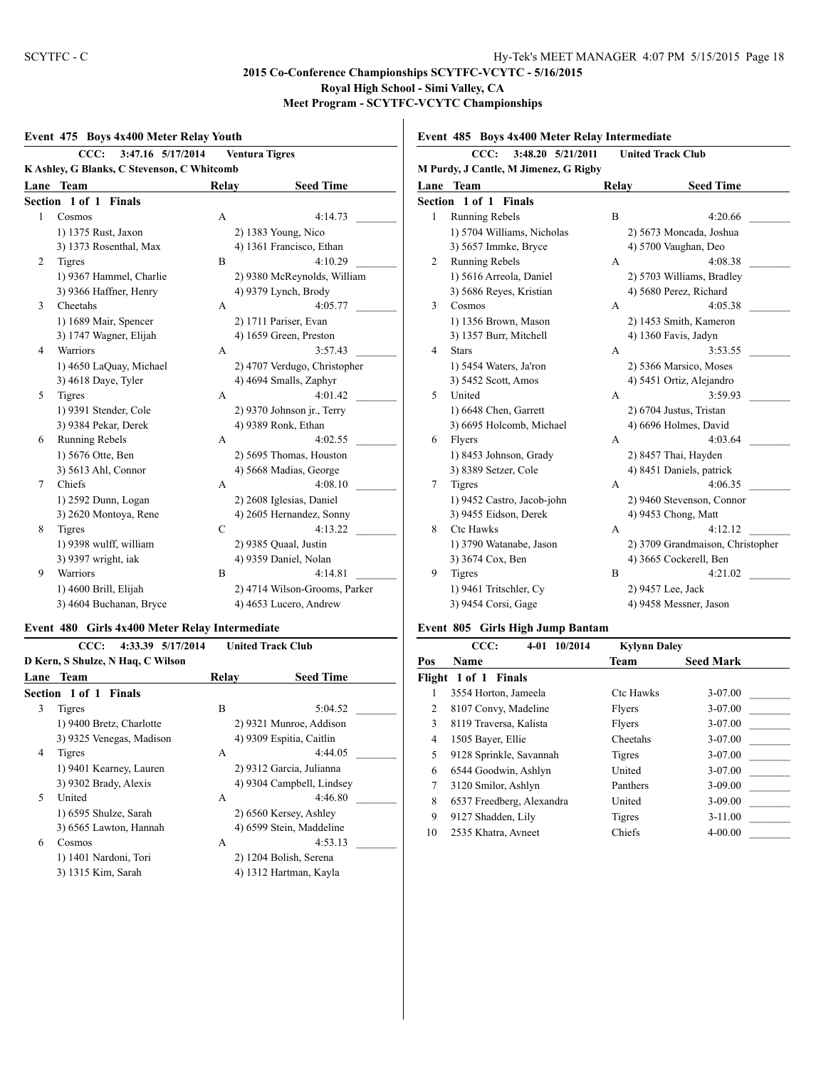# 2015 Co-Conference Championships SCYTFC-VCYTC - 5/16/2015

## Royal High School - Simi Valley, CA

## Meet Program - SCYTFC-VCYTC Championships

### Event 475 Boys 4x400 Meter Relay Youth

**CCC: 3:47.16 5/17/2014 Ventura Tigres**
**K Ashley, G Blanks, C Stevenson, C Whitcomb**

| Lane | Team | Relay | Seed Time |
|---|---|---|---|
| **Section 1 of 1 Finals** | | | |
| 1 | Cosmos | A | 4:14.73 |
| | 1) 1375 Rust, Jaxon | 2) 1383 Young, Nico | |
| | 3) 1373 Rosenthal, Max | 4) 1361 Francisco, Ethan | |
| 2 | Tigres | B | 4:10.29 |
| | 1) 9367 Hammel, Charlie | 2) 9380 McReynolds, William | |
| | 3) 9366 Haffner, Henry | 4) 9379 Lynch, Brody | |
| 3 | Cheetahs | A | 4:05.77 |
| | 1) 1689 Mair, Spencer | 2) 1711 Pariser, Evan | |
| | 3) 1747 Wagner, Elijah | 4) 1659 Green, Preston | |
| 4 | Warriors | A | 3:57.43 |
| | 1) 4650 LaQuay, Michael | 2) 4707 Verdugo, Christopher | |
| | 3) 4618 Daye, Tyler | 4) 4694 Smalls, Zaphyr | |
| 5 | Tigres | A | 4:01.42 |
| | 1) 9391 Stender, Cole | 2) 9370 Johnson jr., Terry | |
| | 3) 9384 Pekar, Derek | 4) 9389 Ronk, Ethan | |
| 6 | Running Rebels | A | 4:02.55 |
| | 1) 5676 Otte, Ben | 2) 5695 Thomas, Houston | |
| | 3) 5613 Ahl, Connor | 4) 5668 Madias, George | |
| 7 | Chiefs | A | 4:08.10 |
| | 1) 2592 Dunn, Logan | 2) 2608 Iglesias, Daniel | |
| | 3) 2620 Montoya, Rene | 4) 2605 Hernandez, Sonny | |
| 8 | Tigres | C | 4:13.22 |
| | 1) 9398 wulff, william | 2) 9385 Quaal, Justin | |
| | 3) 9397 wright, iak | 4) 9359 Daniel, Nolan | |
| 9 | Warriors | B | 4:14.81 |
| | 1) 4600 Brill, Elijah | 2) 4714 Wilson-Grooms, Parker | |
| | 3) 4604 Buchanan, Bryce | 4) 4653 Lucero, Andrew | |

### Event 480 Girls 4x400 Meter Relay Intermediate

**CCC: 4:33.39 5/17/2014 United Track Club**
**D Kern, S Shulze, N Haq, C Wilson**

| Lane | Team | Relay | Seed Time |
|---|---|---|---|
| **Section 1 of 1 Finals** | | | |
| 3 | Tigres | B | 5:04.52 |
| | 1) 9400 Bretz, Charlotte | 2) 9321 Munroe, Addison | |
| | 3) 9325 Venegas, Madison | 4) 9309 Espitia, Caitlin | |
| 4 | Tigres | A | 4:44.05 |
| | 1) 9401 Kearney, Lauren | 2) 9312 Garcia, Julianna | |
| | 3) 9302 Brady, Alexis | 4) 9304 Campbell, Lindsey | |
| 5 | United | A | 4:46.80 |
| | 1) 6595 Shulze, Sarah | 2) 6560 Kersey, Ashley | |
| | 3) 6565 Lawton, Hannah | 4) 6599 Stein, Maddeline | |
| 6 | Cosmos | A | 4:53.13 |
| | 1) 1401 Nardoni, Tori | 2) 1204 Bolish, Serena | |
| | 3) 1315 Kim, Sarah | 4) 1312 Hartman, Kayla | |

### Event 485 Boys 4x400 Meter Relay Intermediate

**CCC: 3:48.20 5/21/2011 United Track Club**
**M Purdy, J Cantle, M Jimenez, G Rigby**

| Lane | Team | Relay | Seed Time |
|---|---|---|---|
| **Section 1 of 1 Finals** | | | |
| 1 | Running Rebels | B | 4:20.66 |
| | 1) 5704 Williams, Nicholas | 2) 5673 Moncada, Joshua | |
| | 3) 5657 Immke, Bryce | 4) 5700 Vaughan, Deo | |
| 2 | Running Rebels | A | 4:08.38 |
| | 1) 5616 Arreola, Daniel | 2) 5703 Williams, Bradley | |
| | 3) 5686 Reyes, Kristian | 4) 5680 Perez, Richard | |
| 3 | Cosmos | A | 4:05.38 |
| | 1) 1356 Brown, Mason | 2) 1453 Smith, Kameron | |
| | 3) 1357 Burr, Mitchell | 4) 1360 Favis, Jadyn | |
| 4 | Stars | A | 3:53.55 |
| | 1) 5454 Waters, Ja'ron | 2) 5366 Marsico, Moses | |
| | 3) 5452 Scott, Amos | 4) 5451 Ortiz, Alejandro | |
| 5 | United | A | 3:59.93 |
| | 1) 6648 Chen, Garrett | 2) 6704 Justus, Tristan | |
| | 3) 6695 Holcomb, Michael | 4) 6696 Holmes, David | |
| 6 | Flyers | A | 4:03.64 |
| | 1) 8453 Johnson, Grady | 2) 8457 Thai, Hayden | |
| | 3) 8389 Setzer, Cole | 4) 8451 Daniels, patrick | |
| 7 | Tigres | A | 4:06.35 |
| | 1) 9452 Castro, Jacob-john | 2) 9460 Stevenson, Connor | |
| | 3) 9455 Eidson, Derek | 4) 9453 Chong, Matt | |
| 8 | Ctc Hawks | A | 4:12.12 |
| | 1) 3790 Watanabe, Jason | 2) 3709 Grandmaison, Christopher | |
| | 3) 3674 Cox, Ben | 4) 3665 Cockerell, Ben | |
| 9 | Tigres | B | 4:21.02 |
| | 1) 9461 Tritschler, Cy | 2) 9457 Lee, Jack | |
| | 3) 9454 Corsi, Gage | 4) 9458 Messner, Jason | |

### Event 805 Girls High Jump Bantam

**CCC: 4-01 10/2014 Kylynn Daley**

| Pos | Name | Team | Seed Mark |
|---|---|---|---|
| **Flight 1 of 1 Finals** | | | |
| 1 | 3554 Horton, Jameela | Ctc Hawks | 3-07.00 |
| 2 | 8107 Convy, Madeline | Flyers | 3-07.00 |
| 3 | 8119 Traversa, Kalista | Flyers | 3-07.00 |
| 4 | 1505 Bayer, Ellie | Cheetahs | 3-07.00 |
| 5 | 9128 Sprinkle, Savannah | Tigres | 3-07.00 |
| 6 | 6544 Goodwin, Ashlyn | United | 3-07.00 |
| 7 | 3120 Smilor, Ashlyn | Panthers | 3-09.00 |
| 8 | 6537 Freedberg, Alexandra | United | 3-09.00 |
| 9 | 9127 Shadden, Lily | Tigres | 3-11.00 |
| 10 | 2535 Khatra, Avneet | Chiefs | 4-00.00 |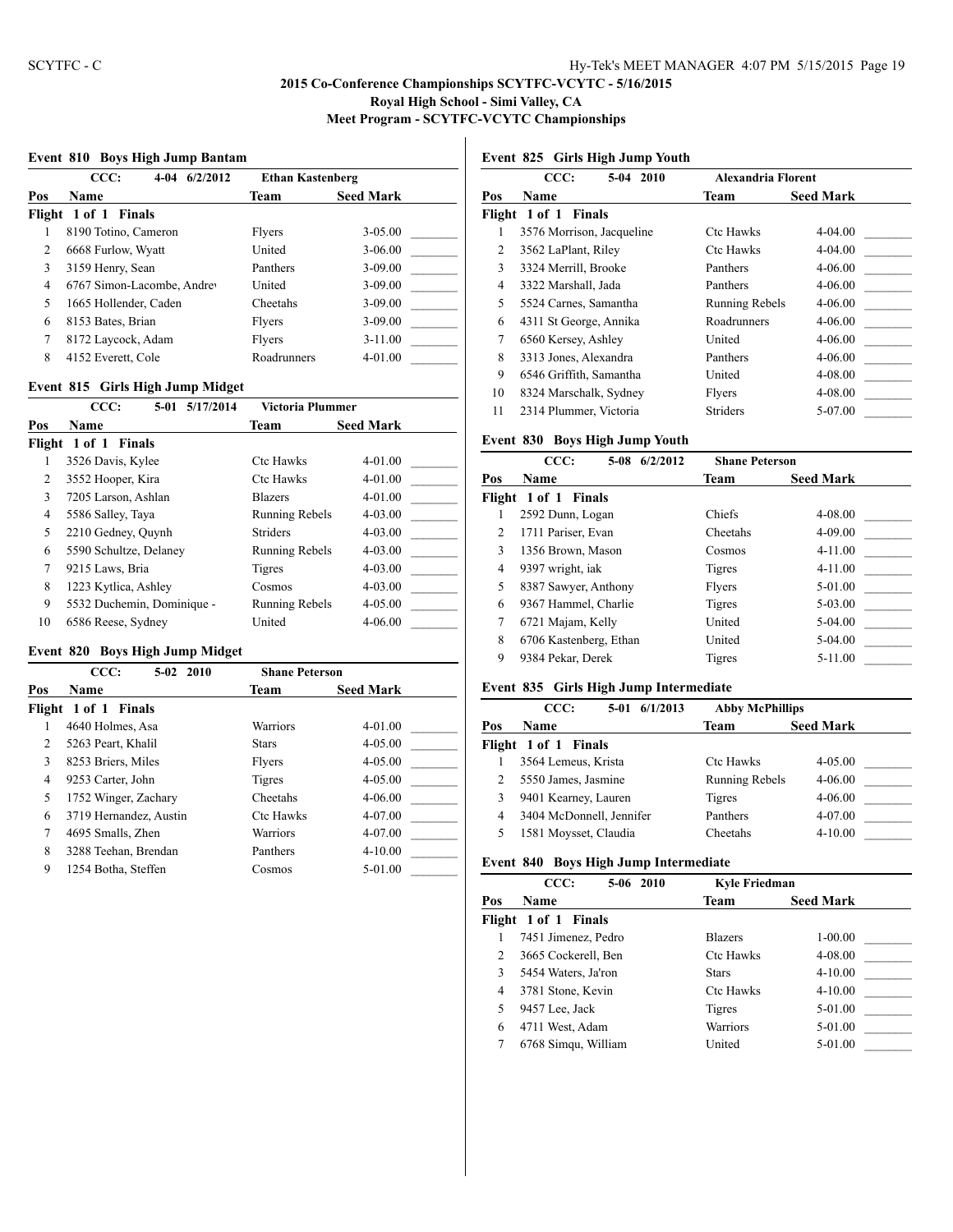# 2015 Co-Conference Championships SCYTFC-VCYTC - 5/16/2015

**Royal High School - Simi Valley, CA**

**Meet Program - SCYTFC-VCYTC Championships**

## Event 810 Boys High Jump Bantam

CCC: 4-04 6/2/2012 Ethan Kastenberg

| Pos | Name | Team | Seed Mark |
|---|---|---|---|
| **Flight 1 of 1 Finals** | | | |
| 1 | 8190 Totino, Cameron | Flyers | 3-05.00 |
| 2 | 6668 Furlow, Wyatt | United | 3-06.00 |
| 3 | 3159 Henry, Sean | Panthers | 3-09.00 |
| 4 | 6767 Simon-Lacombe, Andrey | United | 3-09.00 |
| 5 | 1665 Hollender, Caden | Cheetahs | 3-09.00 |
| 6 | 8153 Bates, Brian | Flyers | 3-09.00 |
| 7 | 8172 Laycock, Adam | Flyers | 3-11.00 |
| 8 | 4152 Everett, Cole | Roadrunners | 4-01.00 |

## Event 815 Girls High Jump Midget

CCC: 5-01 5/17/2014 Victoria Plummer

| Pos | Name | Team | Seed Mark |
|---|---|---|---|
| **Flight 1 of 1 Finals** | | | |
| 1 | 3526 Davis, Kylee | Ctc Hawks | 4-01.00 |
| 2 | 3552 Hooper, Kira | Ctc Hawks | 4-01.00 |
| 3 | 7205 Larson, Ashlan | Blazers | 4-01.00 |
| 4 | 5586 Salley, Taya | Running Rebels | 4-03.00 |
| 5 | 2210 Gedney, Quynh | Striders | 4-03.00 |
| 6 | 5590 Schultze, Delaney | Running Rebels | 4-03.00 |
| 7 | 9215 Laws, Bria | Tigres | 4-03.00 |
| 8 | 1223 Kytlica, Ashley | Cosmos | 4-03.00 |
| 9 | 5532 Duchemin, Dominique - | Running Rebels | 4-05.00 |
| 10 | 6586 Reese, Sydney | United | 4-06.00 |

## Event 820 Boys High Jump Midget

CCC: 5-02 2010 Shane Peterson

| Pos | Name | Team | Seed Mark |
|---|---|---|---|
| **Flight 1 of 1 Finals** | | | |
| 1 | 4640 Holmes, Asa | Warriors | 4-01.00 |
| 2 | 5263 Peart, Khalil | Stars | 4-05.00 |
| 3 | 8253 Briers, Miles | Flyers | 4-05.00 |
| 4 | 9253 Carter, John | Tigres | 4-05.00 |
| 5 | 1752 Winger, Zachary | Cheetahs | 4-06.00 |
| 6 | 3719 Hernandez, Austin | Ctc Hawks | 4-07.00 |
| 7 | 4695 Smalls, Zhen | Warriors | 4-07.00 |
| 8 | 3288 Teehan, Brendan | Panthers | 4-10.00 |
| 9 | 1254 Botha, Steffen | Cosmos | 5-01.00 |

## Event 825 Girls High Jump Youth

CCC: 5-04 2010 Alexandria Florent

| Pos | Name | Team | Seed Mark |
|---|---|---|---|
| **Flight 1 of 1 Finals** | | | |
| 1 | 3576 Morrison, Jacqueline | Ctc Hawks | 4-04.00 |
| 2 | 3562 LaPlant, Riley | Ctc Hawks | 4-04.00 |
| 3 | 3324 Merrill, Brooke | Panthers | 4-06.00 |
| 4 | 3322 Marshall, Jada | Panthers | 4-06.00 |
| 5 | 5524 Carnes, Samantha | Running Rebels | 4-06.00 |
| 6 | 4311 St George, Annika | Roadrunners | 4-06.00 |
| 7 | 6560 Kersey, Ashley | United | 4-06.00 |
| 8 | 3313 Jones, Alexandra | Panthers | 4-06.00 |
| 9 | 6546 Griffith, Samantha | United | 4-08.00 |
| 10 | 8324 Marschalk, Sydney | Flyers | 4-08.00 |
| 11 | 2314 Plummer, Victoria | Striders | 5-07.00 |

## Event 830 Boys High Jump Youth

CCC: 5-08 6/2/2012 Shane Peterson

| Pos | Name | Team | Seed Mark |
|---|---|---|---|
| **Flight 1 of 1 Finals** | | | |
| 1 | 2592 Dunn, Logan | Chiefs | 4-08.00 |
| 2 | 1711 Pariser, Evan | Cheetahs | 4-09.00 |
| 3 | 1356 Brown, Mason | Cosmos | 4-11.00 |
| 4 | 9397 wright, iak | Tigres | 4-11.00 |
| 5 | 8387 Sawyer, Anthony | Flyers | 5-01.00 |
| 6 | 9367 Hammel, Charlie | Tigres | 5-03.00 |
| 7 | 6721 Majam, Kelly | United | 5-04.00 |
| 8 | 6706 Kastenberg, Ethan | United | 5-04.00 |
| 9 | 9384 Pekar, Derek | Tigres | 5-11.00 |

## Event 835 Girls High Jump Intermediate

CCC: 5-01 6/1/2013 Abby McPhillips

| Pos | Name | Team | Seed Mark |
|---|---|---|---|
| **Flight 1 of 1 Finals** | | | |
| 1 | 3564 Lemeus, Krista | Ctc Hawks | 4-05.00 |
| 2 | 5550 James, Jasmine | Running Rebels | 4-06.00 |
| 3 | 9401 Kearney, Lauren | Tigres | 4-06.00 |
| 4 | 3404 McDonnell, Jennifer | Panthers | 4-07.00 |
| 5 | 1581 Moysset, Claudia | Cheetahs | 4-10.00 |

## Event 840 Boys High Jump Intermediate

CCC: 5-06 2010 Kyle Friedman

| Pos | Name | Team | Seed Mark |
|---|---|---|---|
| **Flight 1 of 1 Finals** | | | |
| 1 | 7451 Jimenez, Pedro | Blazers | 1-00.00 |
| 2 | 3665 Cockerell, Ben | Ctc Hawks | 4-08.00 |
| 3 | 5454 Waters, Ja'ron | Stars | 4-10.00 |
| 4 | 3781 Stone, Kevin | Ctc Hawks | 4-10.00 |
| 5 | 9457 Lee, Jack | Tigres | 5-01.00 |
| 6 | 4711 West, Adam | Warriors | 5-01.00 |
| 7 | 6768 Simqu, William | United | 5-01.00 |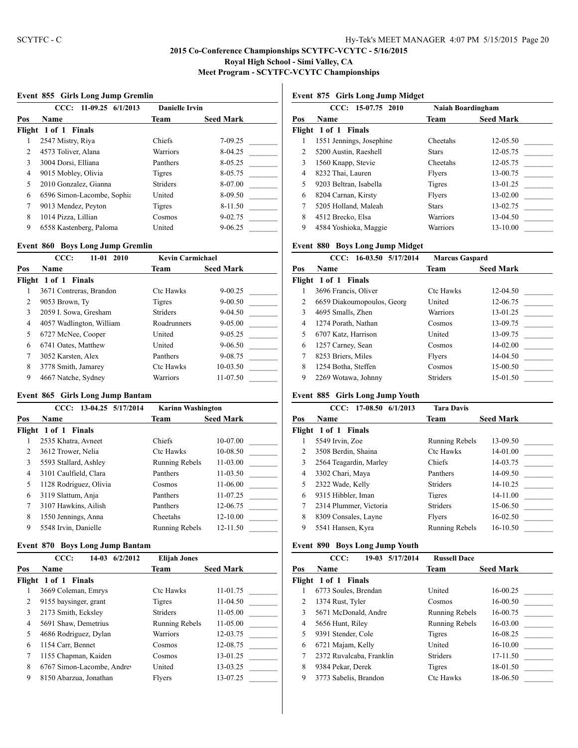## 2015 Co-Conference Championships SCYTFC-VCYTC - 5/16/2015

**Royal High School - Simi Valley, CA**

**Meet Program - SCYTFC-VCYTC Championships**

### Event 855 Girls Long Jump Gremlin

CCC: 11-09.25 6/1/2013 — Danielle Irvin

| Pos | Name | Team | Seed Mark | |
|---|---|---|---|---|
| **Flight 1 of 1 Finals** | | | | |
| 1 | 2547 Mistry, Riya | Chiefs | 7-09.25 | _______ |
| 2 | 4573 Toliver, Alana | Warriors | 8-04.25 | _______ |
| 3 | 3004 Dorsi, Elliana | Panthers | 8-05.25 | _______ |
| 4 | 9015 Mobley, Olivia | Tigres | 8-05.75 | _______ |
| 5 | 2010 Gonzalez, Gianna | Striders | 8-07.00 | _______ |
| 6 | 6596 Simon-Lacombe, Sophia | United | 8-09.50 | _______ |
| 7 | 9013 Mendez, Peyton | Tigres | 8-11.50 | _______ |
| 8 | 1014 Pizza, Lillian | Cosmos | 9-02.75 | _______ |
| 9 | 6558 Kastenberg, Paloma | United | 9-06.25 | _______ |

### Event 860 Boys Long Jump Gremlin

CCC: 11-01 2010 — Kevin Carmichael

| Pos | Name | Team | Seed Mark | |
|---|---|---|---|---|
| **Flight 1 of 1 Finals** | | | | |
| 1 | 3671 Contreras, Brandon | Ctc Hawks | 9-00.25 | _______ |
| 2 | 9053 Brown, Ty | Tigres | 9-00.50 | _______ |
| 3 | 2059 I. Sowa, Gresham | Striders | 9-04.50 | _______ |
| 4 | 4057 Wadlington, William | Roadrunners | 9-05.00 | _______ |
| 5 | 6727 McNee, Cooper | United | 9-05.25 | _______ |
| 6 | 6741 Oates, Matthew | United | 9-06.50 | _______ |
| 7 | 3052 Karsten, Alex | Panthers | 9-08.75 | _______ |
| 8 | 3778 Smith, Jamarey | Ctc Hawks | 10-03.50 | _______ |
| 9 | 4667 Natche, Sydney | Warriors | 11-07.50 | _______ |

### Event 865 Girls Long Jump Bantam

CCC: 13-04.25 5/17/2014 — Karinn Washington

| Pos | Name | Team | Seed Mark | |
|---|---|---|---|---|
| **Flight 1 of 1 Finals** | | | | |
| 1 | 2535 Khatra, Avneet | Chiefs | 10-07.00 | _______ |
| 2 | 3612 Trower, Nelia | Ctc Hawks | 10-08.50 | _______ |
| 3 | 5593 Stallard, Ashley | Running Rebels | 11-03.00 | _______ |
| 4 | 3101 Caulfield, Clara | Panthers | 11-03.50 | _______ |
| 5 | 1128 Rodriguez, Olivia | Cosmos | 11-06.00 | _______ |
| 6 | 3119 Slattum, Anja | Panthers | 11-07.25 | _______ |
| 7 | 3107 Hawkins, Ailish | Panthers | 12-06.75 | _______ |
| 8 | 1550 Jennings, Anna | Cheetahs | 12-10.00 | _______ |
| 9 | 5548 Irvin, Danielle | Running Rebels | 12-11.50 | _______ |

### Event 870 Boys Long Jump Bantam

CCC: 14-03 6/2/2012 — Elijah Jones

| Pos | Name | Team | Seed Mark | |
|---|---|---|---|---|
| **Flight 1 of 1 Finals** | | | | |
| 1 | 3669 Coleman, Emrys | Ctc Hawks | 11-01.75 | _______ |
| 2 | 9155 baysinger, grant | Tigres | 11-04.50 | _______ |
| 3 | 2173 Smith, Ecksley | Striders | 11-05.00 | _______ |
| 4 | 5691 Shaw, Demetrius | Running Rebels | 11-05.00 | _______ |
| 5 | 4686 Rodriguez, Dylan | Warriors | 12-03.75 | _______ |
| 6 | 1154 Carr, Bennet | Cosmos | 12-08.75 | _______ |
| 7 | 1155 Chapman, Kaiden | Cosmos | 13-01.25 | _______ |
| 8 | 6767 Simon-Lacombe, Andrew | United | 13-03.25 | _______ |
| 9 | 8150 Abarzua, Jonathan | Flyers | 13-07.25 | _______ |

### Event 875 Girls Long Jump Midget

CCC: 15-07.75 2010 — Naiah Boardingham

| Pos | Name | Team | Seed Mark | |
|---|---|---|---|---|
| **Flight 1 of 1 Finals** | | | | |
| 1 | 1551 Jennings, Josephine | Cheetahs | 12-05.50 | _______ |
| 2 | 5200 Austin, Raeshell | Stars | 12-05.75 | _______ |
| 3 | 1560 Knapp, Stevie | Cheetahs | 12-05.75 | _______ |
| 4 | 8232 Thai, Lauren | Flyers | 13-00.75 | _______ |
| 5 | 9203 Beltran, Isabella | Tigres | 13-01.25 | _______ |
| 6 | 8204 Carnan, Kirsty | Flyers | 13-02.00 | _______ |
| 7 | 5205 Holland, Maleah | Stars | 13-02.75 | _______ |
| 8 | 4512 Brecko, Elsa | Warriors | 13-04.50 | _______ |
| 9 | 4584 Yoshioka, Maggie | Warriors | 13-10.00 | _______ |

### Event 880 Boys Long Jump Midget

CCC: 16-03.50 5/17/2014 — Marcus Gaspard

| Pos | Name | Team | Seed Mark | |
|---|---|---|---|---|
| **Flight 1 of 1 Finals** | | | | |
| 1 | 3696 Francis, Oliver | Ctc Hawks | 12-04.50 | _______ |
| 2 | 6659 Diakoumopoulos, Georg | United | 12-06.75 | _______ |
| 3 | 4695 Smalls, Zhen | Warriors | 13-01.25 | _______ |
| 4 | 1274 Porath, Nathan | Cosmos | 13-09.75 | _______ |
| 5 | 6707 Katz, Harrison | United | 13-09.75 | _______ |
| 6 | 1257 Carney, Sean | Cosmos | 14-02.00 | _______ |
| 7 | 8253 Briers, Miles | Flyers | 14-04.50 | _______ |
| 8 | 1254 Botha, Steffen | Cosmos | 15-00.50 | _______ |
| 9 | 2269 Wotawa, Johnny | Striders | 15-01.50 | _______ |

### Event 885 Girls Long Jump Youth

CCC: 17-08.50 6/1/2013 — Tara Davis

| Pos | Name | Team | Seed Mark | |
|---|---|---|---|---|
| **Flight 1 of 1 Finals** | | | | |
| 1 | 5549 Irvin, Zoe | Running Rebels | 13-09.50 | _______ |
| 2 | 3508 Berdin, Shaina | Ctc Hawks | 14-01.00 | _______ |
| 3 | 2564 Teagardin, Marley | Chiefs | 14-03.75 | _______ |
| 4 | 3302 Chari, Maya | Panthers | 14-09.50 | _______ |
| 5 | 2322 Wade, Kelly | Striders | 14-10.25 | _______ |
| 6 | 9315 Hibbler, Iman | Tigres | 14-11.00 | _______ |
| 7 | 2314 Plummer, Victoria | Striders | 15-06.50 | _______ |
| 8 | 8309 Consales, Layne | Flyers | 16-02.50 | _______ |
| 9 | 5541 Hansen, Kyra | Running Rebels | 16-10.50 | _______ |

### Event 890 Boys Long Jump Youth

CCC: 19-03 5/17/2014 — Russell Dace

| Pos | Name | Team | Seed Mark | |
|---|---|---|---|---|
| **Flight 1 of 1 Finals** | | | | |
| 1 | 6773 Soules, Brendan | United | 16-00.25 | _______ |
| 2 | 1374 Rust, Tyler | Cosmos | 16-00.50 | _______ |
| 3 | 5671 McDonald, Andre | Running Rebels | 16-00.75 | _______ |
| 4 | 5656 Hunt, Riley | Running Rebels | 16-03.00 | _______ |
| 5 | 9391 Stender, Cole | Tigres | 16-08.25 | _______ |
| 6 | 6721 Majam, Kelly | United | 16-10.00 | _______ |
| 7 | 2372 Ruvalcaba, Franklin | Striders | 17-11.50 | _______ |
| 8 | 9384 Pekar, Derek | Tigres | 18-01.50 | _______ |
| 9 | 3773 Sabelis, Brandon | Ctc Hawks | 18-06.50 | _______ |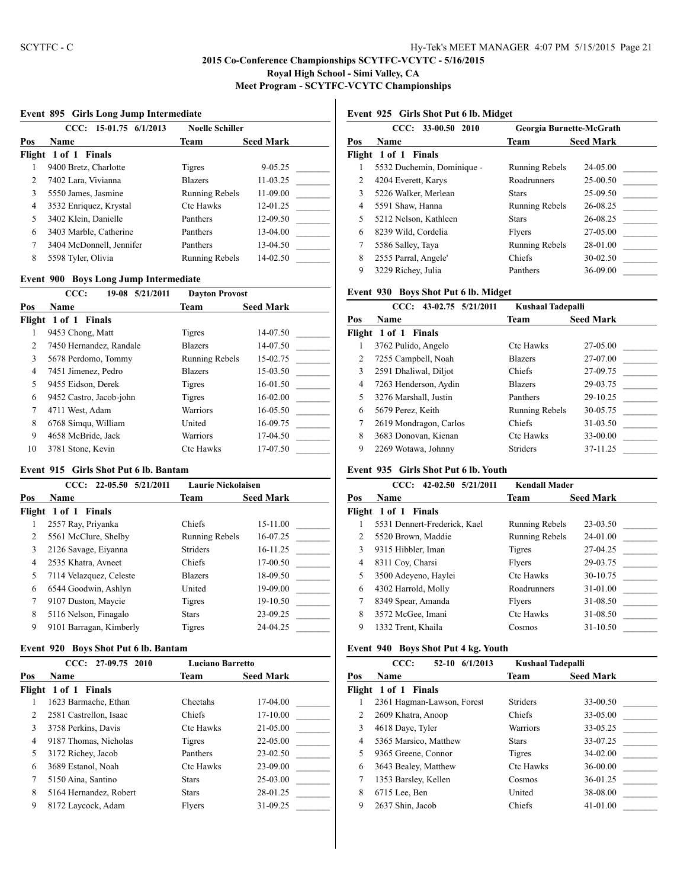## 2015 Co-Conference Championships SCYTFC-VCYTC - 5/16/2015
### Royal High School - Simi Valley, CA
### Meet Program - SCYTFC-VCYTC Championships

### Event 895 Girls Long Jump Intermediate

CCC: 15-01.75 6/1/2013 Noelle Schiller

| Pos | Name | Team | Seed Mark | |
|---|---|---|---|---|
| **Flight 1 of 1 Finals** | | | | |
| 1 | 9400 Bretz, Charlotte | Tigres | 9-05.25 | _______ |
| 2 | 7402 Lara, Vivianna | Blazers | 11-03.25 | _______ |
| 3 | 5550 James, Jasmine | Running Rebels | 11-09.00 | _______ |
| 4 | 3532 Enriquez, Krystal | Ctc Hawks | 12-01.25 | _______ |
| 5 | 3402 Klein, Danielle | Panthers | 12-09.50 | _______ |
| 6 | 3403 Marble, Catherine | Panthers | 13-04.00 | _______ |
| 7 | 3404 McDonnell, Jennifer | Panthers | 13-04.50 | _______ |
| 8 | 5598 Tyler, Olivia | Running Rebels | 14-02.50 | _______ |

### Event 900 Boys Long Jump Intermediate

CCC: 19-08 5/21/2011 Dayton Provost

| Pos | Name | Team | Seed Mark | |
|---|---|---|---|---|
| **Flight 1 of 1 Finals** | | | | |
| 1 | 9453 Chong, Matt | Tigres | 14-07.50 | _______ |
| 2 | 7450 Hernandez, Randale | Blazers | 14-07.50 | _______ |
| 3 | 5678 Perdomo, Tommy | Running Rebels | 15-02.75 | _______ |
| 4 | 7451 Jimenez, Pedro | Blazers | 15-03.50 | _______ |
| 5 | 9455 Eidson, Derek | Tigres | 16-01.50 | _______ |
| 6 | 9452 Castro, Jacob-john | Tigres | 16-02.00 | _______ |
| 7 | 4711 West, Adam | Warriors | 16-05.50 | _______ |
| 8 | 6768 Simqu, William | United | 16-09.75 | _______ |
| 9 | 4658 McBride, Jack | Warriors | 17-04.50 | _______ |
| 10 | 3781 Stone, Kevin | Ctc Hawks | 17-07.50 | _______ |

### Event 915 Girls Shot Put 6 lb. Bantam

CCC: 22-05.50 5/21/2011 Laurie Nickolaisen

| Pos | Name | Team | Seed Mark | |
|---|---|---|---|---|
| **Flight 1 of 1 Finals** | | | | |
| 1 | 2557 Ray, Priyanka | Chiefs | 15-11.00 | _______ |
| 2 | 5561 McClure, Shelby | Running Rebels | 16-07.25 | _______ |
| 3 | 2126 Savage, Eiyanna | Striders | 16-11.25 | _______ |
| 4 | 2535 Khatra, Avneet | Chiefs | 17-00.50 | _______ |
| 5 | 7114 Velazquez, Celeste | Blazers | 18-09.50 | _______ |
| 6 | 6544 Goodwin, Ashlyn | United | 19-09.00 | _______ |
| 7 | 9107 Duston, Maycie | Tigres | 19-10.50 | _______ |
| 8 | 5116 Nelson, Finagalo | Stars | 23-09.25 | _______ |
| 9 | 9101 Barragan, Kimberly | Tigres | 24-04.25 | _______ |

### Event 920 Boys Shot Put 6 lb. Bantam

CCC: 27-09.75 2010 Luciano Barretto

| Pos | Name | Team | Seed Mark | |
|---|---|---|---|---|
| **Flight 1 of 1 Finals** | | | | |
| 1 | 1623 Barmache, Ethan | Cheetahs | 17-04.00 | _______ |
| 2 | 2581 Castrellon, Isaac | Chiefs | 17-10.00 | _______ |
| 3 | 3758 Perkins, Davis | Ctc Hawks | 21-05.00 | _______ |
| 4 | 9187 Thomas, Nicholas | Tigres | 22-05.00 | _______ |
| 5 | 3172 Richey, Jacob | Panthers | 23-02.50 | _______ |
| 6 | 3689 Estanol, Noah | Ctc Hawks | 23-09.00 | _______ |
| 7 | 5150 Aina, Santino | Stars | 25-03.00 | _______ |
| 8 | 5164 Hernandez, Robert | Stars | 28-01.25 | _______ |
| 9 | 8172 Laycock, Adam | Flyers | 31-09.25 | _______ |

### Event 925 Girls Shot Put 6 lb. Midget

CCC: 33-00.50 2010 Georgia Burnette-McGrath

| Pos | Name | Team | Seed Mark | |
|---|---|---|---|---|
| **Flight 1 of 1 Finals** | | | | |
| 1 | 5532 Duchemin, Dominique - | Running Rebels | 24-05.00 | _______ |
| 2 | 4204 Everett, Karys | Roadrunners | 25-00.50 | _______ |
| 3 | 5226 Walker, Merlean | Stars | 25-09.50 | _______ |
| 4 | 5591 Shaw, Hanna | Running Rebels | 26-08.25 | _______ |
| 5 | 5212 Nelson, Kathleen | Stars | 26-08.25 | _______ |
| 6 | 8239 Wild, Cordelia | Flyers | 27-05.00 | _______ |
| 7 | 5586 Salley, Taya | Running Rebels | 28-01.00 | _______ |
| 8 | 2555 Parral, Angele' | Chiefs | 30-02.50 | _______ |
| 9 | 3229 Richey, Julia | Panthers | 36-09.00 | _______ |

### Event 930 Boys Shot Put 6 lb. Midget

CCC: 43-02.75 5/21/2011 Kushaal Tadepalli

| Pos | Name | Team | Seed Mark | |
|---|---|---|---|---|
| **Flight 1 of 1 Finals** | | | | |
| 1 | 3762 Pulido, Angelo | Ctc Hawks | 27-05.00 | _______ |
| 2 | 7255 Campbell, Noah | Blazers | 27-07.00 | _______ |
| 3 | 2591 Dhaliwal, Diljot | Chiefs | 27-09.75 | _______ |
| 4 | 7263 Henderson, Aydin | Blazers | 29-03.75 | _______ |
| 5 | 3276 Marshall, Justin | Panthers | 29-10.25 | _______ |
| 6 | 5679 Perez, Keith | Running Rebels | 30-05.75 | _______ |
| 7 | 2619 Mondragon, Carlos | Chiefs | 31-03.50 | _______ |
| 8 | 3683 Donovan, Kienan | Ctc Hawks | 33-00.00 | _______ |
| 9 | 2269 Wotawa, Johnny | Striders | 37-11.25 | _______ |

### Event 935 Girls Shot Put 6 lb. Youth

CCC: 42-02.50 5/21/2011 Kendall Mader

| Pos | Name | Team | Seed Mark | |
|---|---|---|---|---|
| **Flight 1 of 1 Finals** | | | | |
| 1 | 5531 Dennert-Frederick, Kael | Running Rebels | 23-03.50 | _______ |
| 2 | 5520 Brown, Maddie | Running Rebels | 24-01.00 | _______ |
| 3 | 9315 Hibbler, Iman | Tigres | 27-04.25 | _______ |
| 4 | 8311 Coy, Charsi | Flyers | 29-03.75 | _______ |
| 5 | 3500 Adeyeno, Haylei | Ctc Hawks | 30-10.75 | _______ |
| 6 | 4302 Harrold, Molly | Roadrunners | 31-01.00 | _______ |
| 7 | 8349 Spear, Amanda | Flyers | 31-08.50 | _______ |
| 8 | 3572 McGee, Imani | Ctc Hawks | 31-08.50 | _______ |
| 9 | 1332 Trent, Khaila | Cosmos | 31-10.50 | _______ |

### Event 940 Boys Shot Put 4 kg. Youth

CCC: 52-10 6/1/2013 Kushaal Tadepalli

| Pos | Name | Team | Seed Mark | |
|---|---|---|---|---|
| **Flight 1 of 1 Finals** | | | | |
| 1 | 2361 Hagman-Lawson, Forest | Striders | 33-00.50 | _______ |
| 2 | 2609 Khatra, Anoop | Chiefs | 33-05.00 | _______ |
| 3 | 4618 Daye, Tyler | Warriors | 33-05.25 | _______ |
| 4 | 5365 Marsico, Matthew | Stars | 33-07.25 | _______ |
| 5 | 9365 Greene, Connor | Tigres | 34-02.00 | _______ |
| 6 | 3643 Bealey, Matthew | Ctc Hawks | 36-00.00 | _______ |
| 7 | 1353 Barsley, Kellen | Cosmos | 36-01.25 | _______ |
| 8 | 6715 Lee, Ben | United | 38-08.00 | _______ |
| 9 | 2637 Shin, Jacob | Chiefs | 41-01.00 | _______ |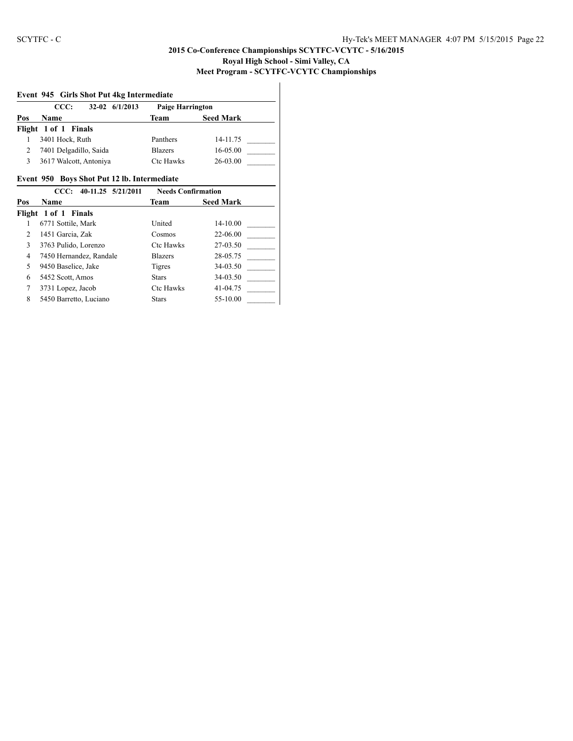**2015 Co-Conference Championships SCYTFC-VCYTC - 5/16/2015**
**Royal High School - Simi Valley, CA**
**Meet Program - SCYTFC-VCYTC Championships**

## Event 945 Girls Shot Put 4kg Intermediate

**CCC: 32-02 6/1/2013 Paige Harrington**

| Pos | Name | Team | Seed Mark | |
|---|---|---|---|---|
| **Flight 1 of 1 Finals** | | | | |
| 1 | 3401 Hock, Ruth | Panthers | 14-11.75 | ________ |
| 2 | 7401 Delgadillo, Saida | Blazers | 16-05.00 | ________ |
| 3 | 3617 Walcott, Antoniya | Ctc Hawks | 26-03.00 | ________ |

## Event 950 Boys Shot Put 12 lb. Intermediate

**CCC: 40-11.25 5/21/2011 Needs Confirmation**

| Pos | Name | Team | Seed Mark | |
|---|---|---|---|---|
| **Flight 1 of 1 Finals** | | | | |
| 1 | 6771 Sottile, Mark | United | 14-10.00 | ________ |
| 2 | 1451 Garcia, Zak | Cosmos | 22-06.00 | ________ |
| 3 | 3763 Pulido, Lorenzo | Ctc Hawks | 27-03.50 | ________ |
| 4 | 7450 Hernandez, Randale | Blazers | 28-05.75 | ________ |
| 5 | 9450 Baselice, Jake | Tigres | 34-03.50 | ________ |
| 6 | 5452 Scott, Amos | Stars | 34-03.50 | ________ |
| 7 | 3731 Lopez, Jacob | Ctc Hawks | 41-04.75 | ________ |
| 8 | 5450 Barretto, Luciano | Stars | 55-10.00 | ________ |